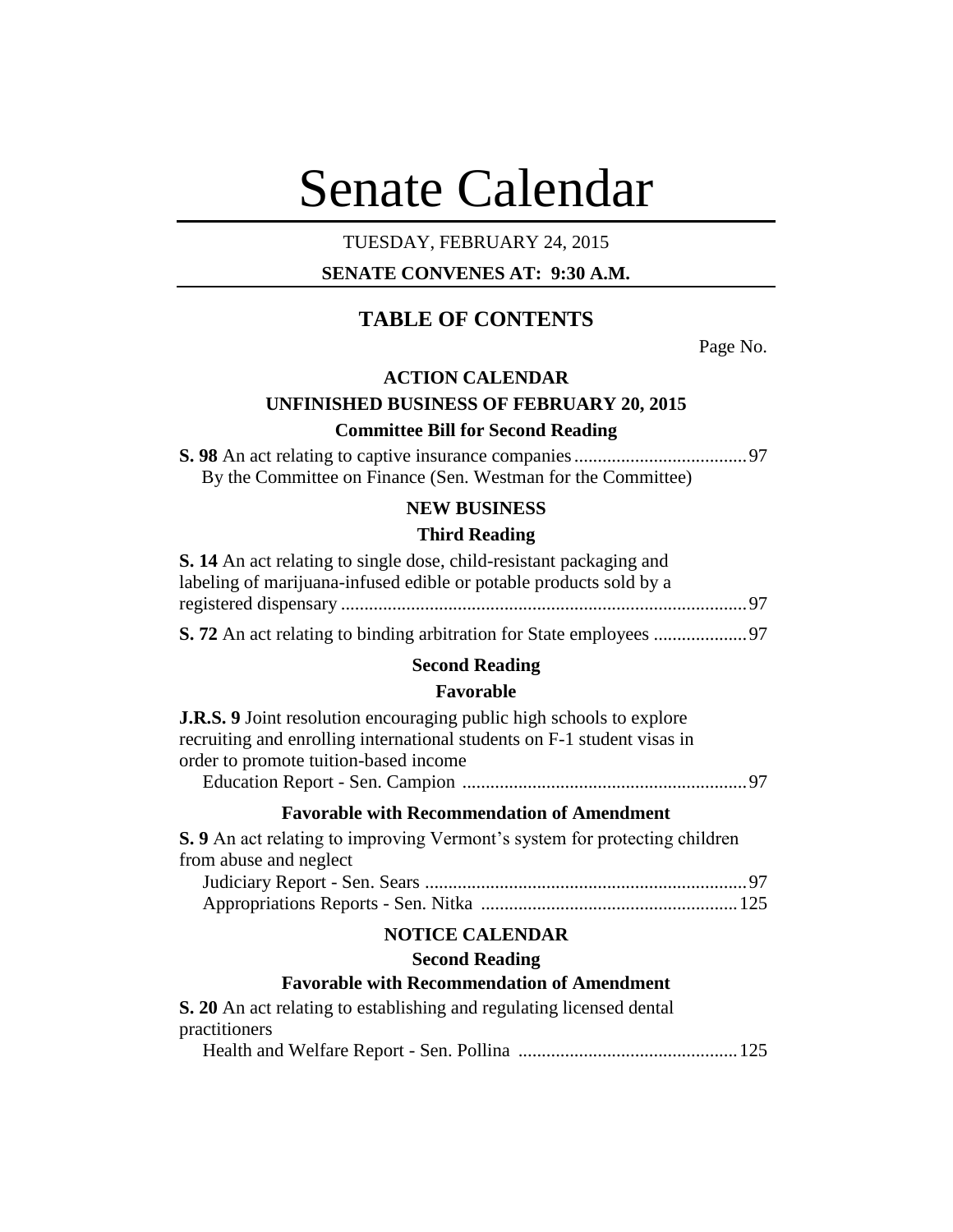# Senate Calendar

TUESDAY, FEBRUARY 24, 2015

**SENATE CONVENES AT: 9:30 A.M.**

## TABLE OF CONTENTS

Page No.

### ACTION CALENDAR

### UNFINISHED BUSINESS OF FEBRUARY 20, 2015

#### Committee Bill for Second Reading

**S. 98** An act relating to captive insurance companies .................................... 97
By the Committee on Finance (Sen. Westman for the Committee)

### NEW BUSINESS

#### Third Reading

**S. 14** An act relating to single dose, child-resistant packaging and labeling of marijuana-infused edible or potable products sold by a registered dispensary ...................................................................................... 97

**S. 72** An act relating to binding arbitration for State employees .................... 97

#### Second Reading

#### Favorable

**J.R.S. 9** Joint resolution encouraging public high schools to explore recruiting and enrolling international students on F-1 student visas in order to promote tuition-based income
Education Report - Sen. Campion ............................................................ 97

#### Favorable with Recommendation of Amendment

**S. 9** An act relating to improving Vermont's system for protecting children from abuse and neglect
Judiciary Report - Sen. Sears .................................................................... 97
Appropriations Reports - Sen. Nitka ...................................................... 125

### NOTICE CALENDAR

#### Second Reading

#### Favorable with Recommendation of Amendment

**S. 20** An act relating to establishing and regulating licensed dental practitioners
Health and Welfare Report - Sen. Pollina .............................................. 125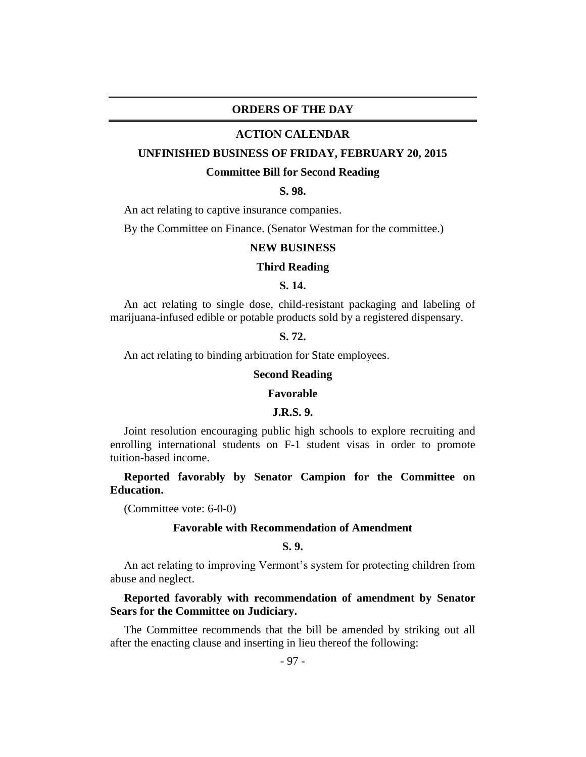## ORDERS OF THE DAY

### ACTION CALENDAR

### UNFINISHED BUSINESS OF FRIDAY, FEBRUARY 20, 2015

#### Committee Bill for Second Reading

**S. 98.**

An act relating to captive insurance companies.

By the Committee on Finance. (Senator Westman for the committee.)

### NEW BUSINESS

#### Third Reading

**S. 14.**

An act relating to single dose, child-resistant packaging and labeling of marijuana-infused edible or potable products sold by a registered dispensary.

**S. 72.**

An act relating to binding arbitration for State employees.

#### Second Reading

#### Favorable

**J.R.S. 9.**

Joint resolution encouraging public high schools to explore recruiting and enrolling international students on F-1 student visas in order to promote tuition-based income.

**Reported favorably by Senator Campion for the Committee on Education.**

(Committee vote: 6-0-0)

#### Favorable with Recommendation of Amendment

**S. 9.**

An act relating to improving Vermont's system for protecting children from abuse and neglect.

**Reported favorably with recommendation of amendment by Senator Sears for the Committee on Judiciary.**

The Committee recommends that the bill be amended by striking out all after the enacting clause and inserting in lieu thereof the following: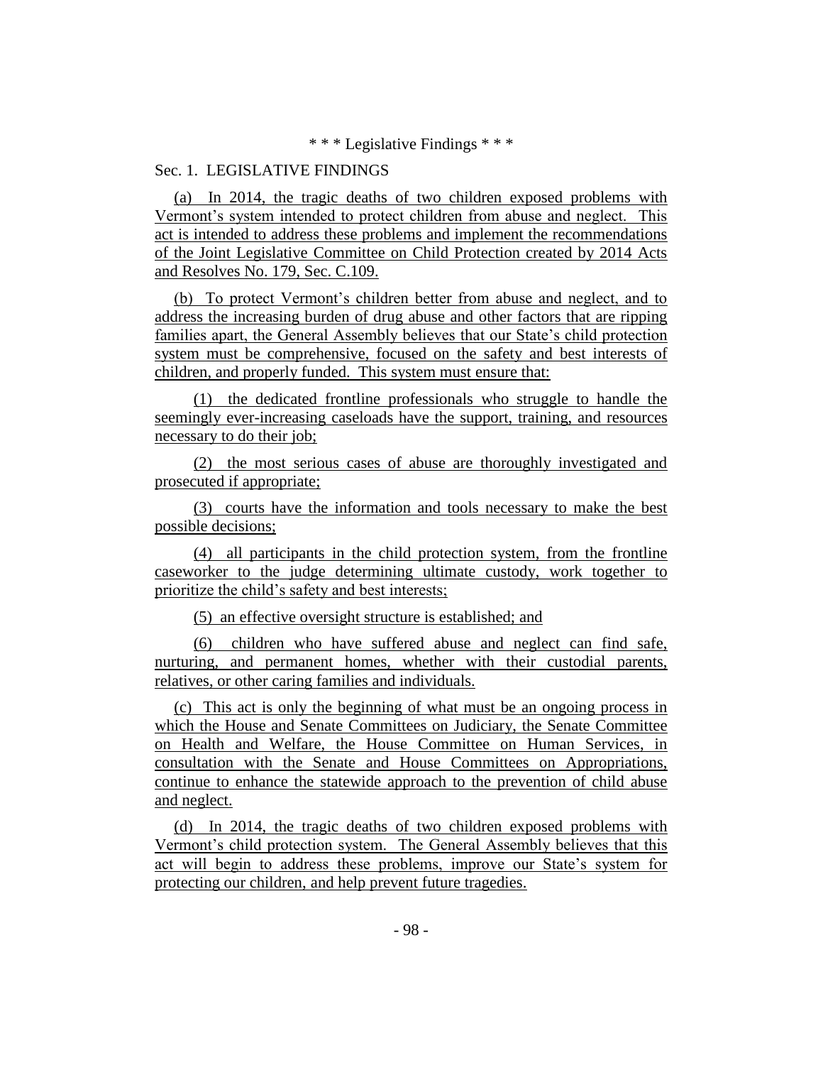\* \* \* Legislative Findings \* \* \*

Sec. 1. LEGISLATIVE FINDINGS

(a) In 2014, the tragic deaths of two children exposed problems with Vermont's system intended to protect children from abuse and neglect. This act is intended to address these problems and implement the recommendations of the Joint Legislative Committee on Child Protection created by 2014 Acts and Resolves No. 179, Sec. C.109.

(b) To protect Vermont's children better from abuse and neglect, and to address the increasing burden of drug abuse and other factors that are ripping families apart, the General Assembly believes that our State's child protection system must be comprehensive, focused on the safety and best interests of children, and properly funded. This system must ensure that:

(1) the dedicated frontline professionals who struggle to handle the seemingly ever-increasing caseloads have the support, training, and resources necessary to do their job;

(2) the most serious cases of abuse are thoroughly investigated and prosecuted if appropriate;

(3) courts have the information and tools necessary to make the best possible decisions;

(4) all participants in the child protection system, from the frontline caseworker to the judge determining ultimate custody, work together to prioritize the child's safety and best interests;

(5) an effective oversight structure is established; and

(6) children who have suffered abuse and neglect can find safe, nurturing, and permanent homes, whether with their custodial parents, relatives, or other caring families and individuals.

(c) This act is only the beginning of what must be an ongoing process in which the House and Senate Committees on Judiciary, the Senate Committee on Health and Welfare, the House Committee on Human Services, in consultation with the Senate and House Committees on Appropriations, continue to enhance the statewide approach to the prevention of child abuse and neglect.

(d) In 2014, the tragic deaths of two children exposed problems with Vermont's child protection system. The General Assembly believes that this act will begin to address these problems, improve our State's system for protecting our children, and help prevent future tragedies.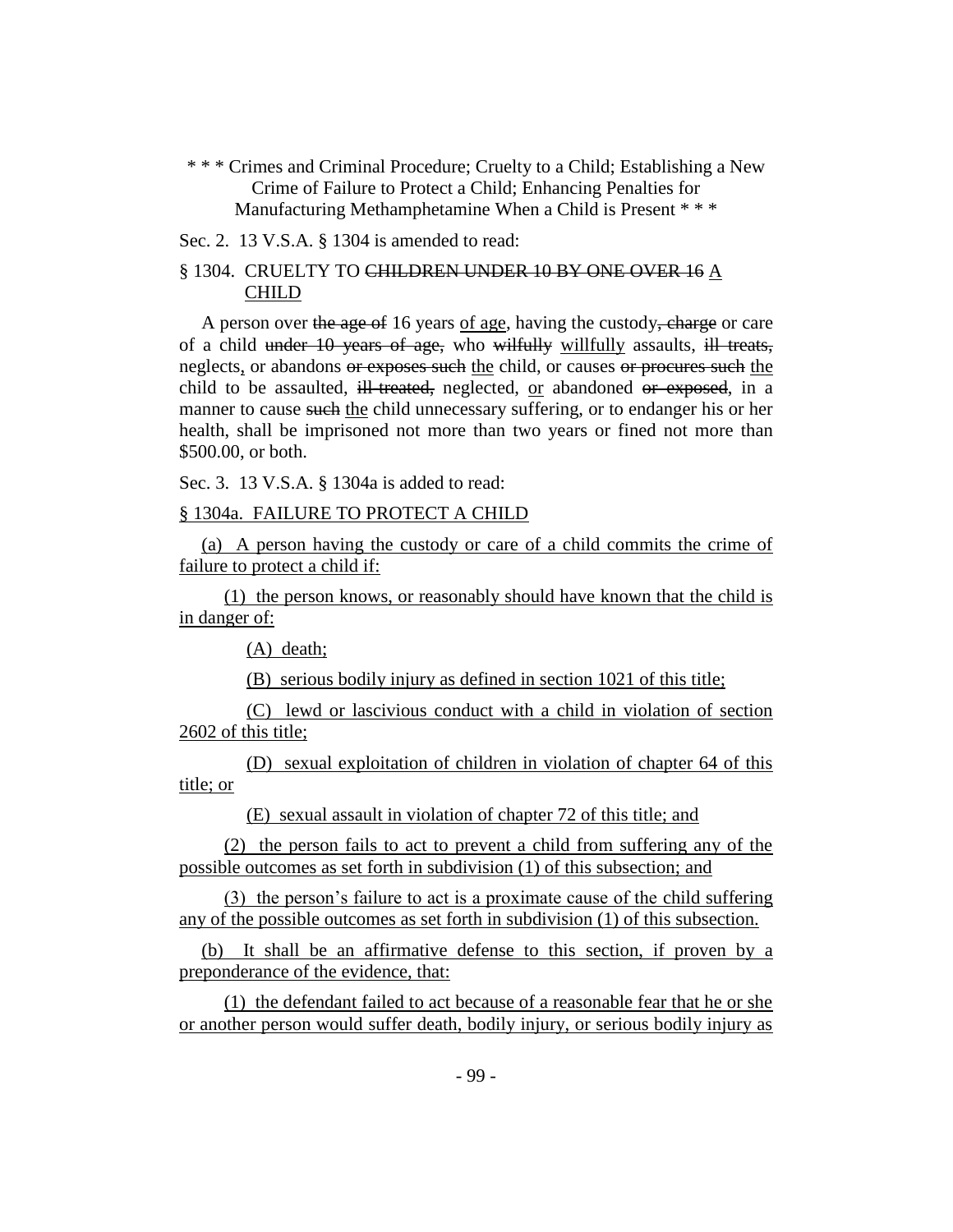\* \* \* Crimes and Criminal Procedure; Cruelty to a Child; Establishing a New Crime of Failure to Protect a Child; Enhancing Penalties for Manufacturing Methamphetamine When a Child is Present \* \* \*

Sec. 2. 13 V.S.A. § 1304 is amended to read:

§ 1304. CRUELTY TO ~~CHILDREN UNDER 10 BY ONE OVER 16~~ <u>A CHILD</u>

A person over ~~the age of~~ 16 years <u>of age</u>, having the custody~~, charge~~ or care of a child ~~under 10 years of age,~~ who ~~wilfully~~ <u>willfully</u> assaults, ~~ill treats,~~ neglects<u>,</u> or abandons ~~or exposes such~~ <u>the</u> child, or causes ~~or procures such~~ <u>the</u> child to be assaulted, ~~ill-treated,~~ neglected, <u>or</u> abandoned ~~or exposed~~, in a manner to cause ~~such~~ <u>the</u> child unnecessary suffering, or to endanger his or her health, shall be imprisoned not more than two years or fined not more than $500.00, or both.

Sec. 3. 13 V.S.A. § 1304a is added to read:

<u>§ 1304a. FAILURE TO PROTECT A CHILD</u>

<u>(a) A person having the custody or care of a child commits the crime of failure to protect a child if:</u>

<u>(1) the person knows, or reasonably should have known that the child is in danger of:</u>

<u>(A) death;</u>

<u>(B) serious bodily injury as defined in section 1021 of this title;</u>

<u>(C) lewd or lascivious conduct with a child in violation of section 2602 of this title;</u>

<u>(D) sexual exploitation of children in violation of chapter 64 of this title; or</u>

<u>(E) sexual assault in violation of chapter 72 of this title; and</u>

<u>(2) the person fails to act to prevent a child from suffering any of the possible outcomes as set forth in subdivision (1) of this subsection; and</u>

<u>(3) the person's failure to act is a proximate cause of the child suffering any of the possible outcomes as set forth in subdivision (1) of this subsection.</u>

<u>(b) It shall be an affirmative defense to this section, if proven by a preponderance of the evidence, that:</u>

<u>(1) the defendant failed to act because of a reasonable fear that he or she or another person would suffer death, bodily injury, or serious bodily injury as</u>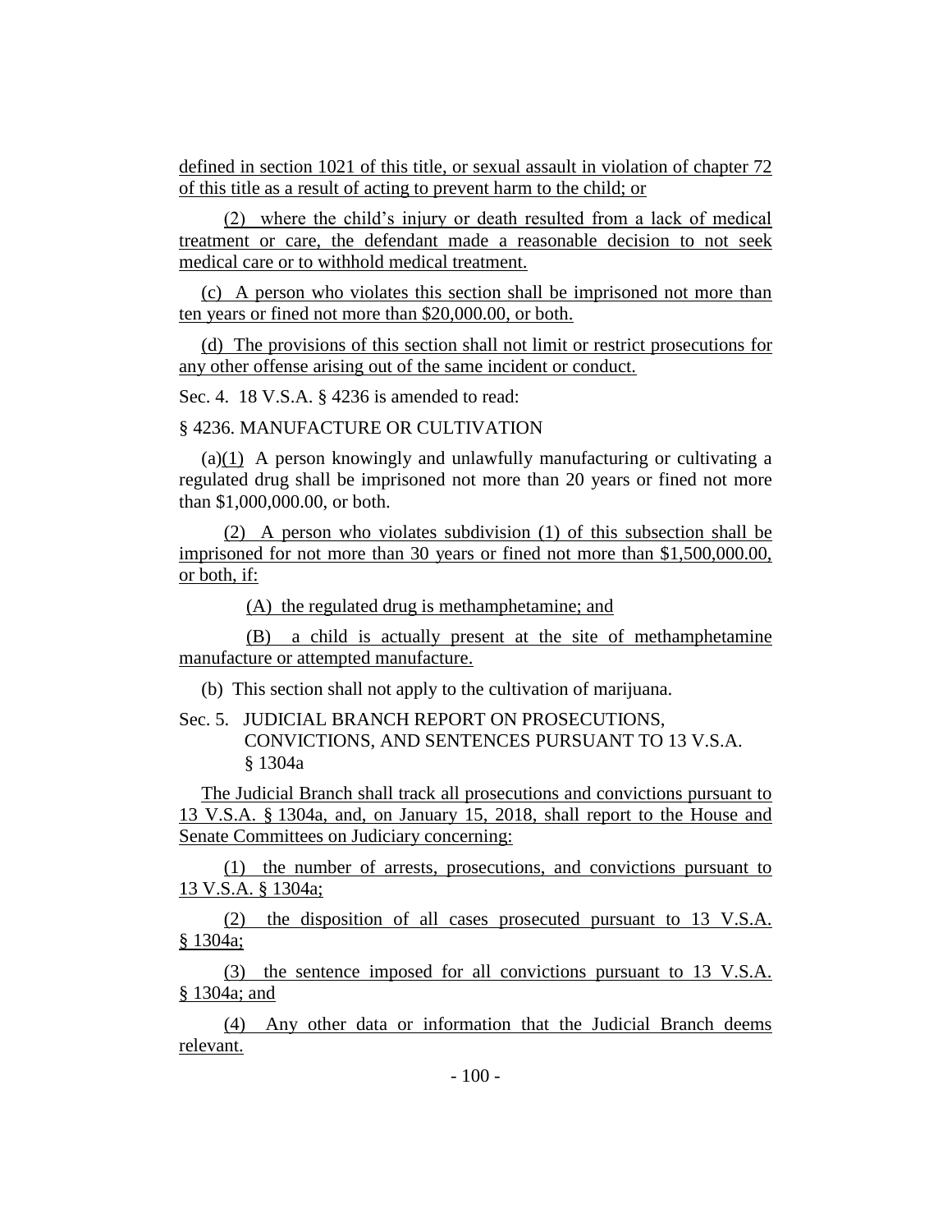defined in section 1021 of this title, or sexual assault in violation of chapter 72 of this title as a result of acting to prevent harm to the child; or

(2) where the child's injury or death resulted from a lack of medical treatment or care, the defendant made a reasonable decision to not seek medical care or to withhold medical treatment.

(c) A person who violates this section shall be imprisoned not more than ten years or fined not more than $20,000.00, or both.

(d) The provisions of this section shall not limit or restrict prosecutions for any other offense arising out of the same incident or conduct.

Sec. 4. 18 V.S.A. § 4236 is amended to read:

§ 4236. MANUFACTURE OR CULTIVATION

(a)(1) A person knowingly and unlawfully manufacturing or cultivating a regulated drug shall be imprisoned not more than 20 years or fined not more than $1,000,000.00, or both.

(2) A person who violates subdivision (1) of this subsection shall be imprisoned for not more than 30 years or fined not more than $1,500,000.00, or both, if:

(A) the regulated drug is methamphetamine; and

(B) a child is actually present at the site of methamphetamine manufacture or attempted manufacture.

(b) This section shall not apply to the cultivation of marijuana.

Sec. 5. JUDICIAL BRANCH REPORT ON PROSECUTIONS, CONVICTIONS, AND SENTENCES PURSUANT TO 13 V.S.A. § 1304a

The Judicial Branch shall track all prosecutions and convictions pursuant to 13 V.S.A. § 1304a, and, on January 15, 2018, shall report to the House and Senate Committees on Judiciary concerning:

(1) the number of arrests, prosecutions, and convictions pursuant to 13 V.S.A. § 1304a;

(2) the disposition of all cases prosecuted pursuant to 13 V.S.A. § 1304a;

(3) the sentence imposed for all convictions pursuant to 13 V.S.A. § 1304a; and

(4) Any other data or information that the Judicial Branch deems relevant.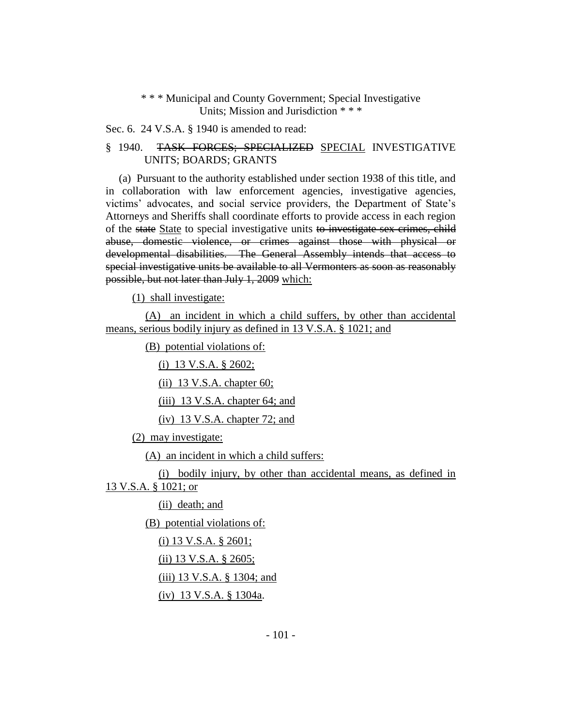\* \* \* Municipal and County Government; Special Investigative Units; Mission and Jurisdiction \* \* \*

Sec. 6. 24 V.S.A. § 1940 is amended to read:

§ 1940. ~~TASK FORCES; SPECIALIZED~~ SPECIAL INVESTIGATIVE UNITS; BOARDS; GRANTS

(a) Pursuant to the authority established under section 1938 of this title, and in collaboration with law enforcement agencies, investigative agencies, victims' advocates, and social service providers, the Department of State's Attorneys and Sheriffs shall coordinate efforts to provide access in each region of the ~~state~~ State to special investigative units ~~to investigate sex crimes, child abuse, domestic violence, or crimes against those with physical or developmental disabilities. The General Assembly intends that access to special investigative units be available to all Vermonters as soon as reasonably possible, but not later than July 1, 2009~~ which:

(1) shall investigate:

(A) an incident in which a child suffers, by other than accidental means, serious bodily injury as defined in 13 V.S.A. § 1021; and

(B) potential violations of:

(i) 13 V.S.A. § 2602;

(ii) 13 V.S.A. chapter 60;

(iii) 13 V.S.A. chapter 64; and

(iv) 13 V.S.A. chapter 72; and

(2) may investigate:

(A) an incident in which a child suffers:

(i) bodily injury, by other than accidental means, as defined in 13 V.S.A. § 1021; or

(ii) death; and

(B) potential violations of:

(i) 13 V.S.A. § 2601;

(ii) 13 V.S.A. § 2605;

(iii) 13 V.S.A. § 1304; and

(iv) 13 V.S.A. § 1304a.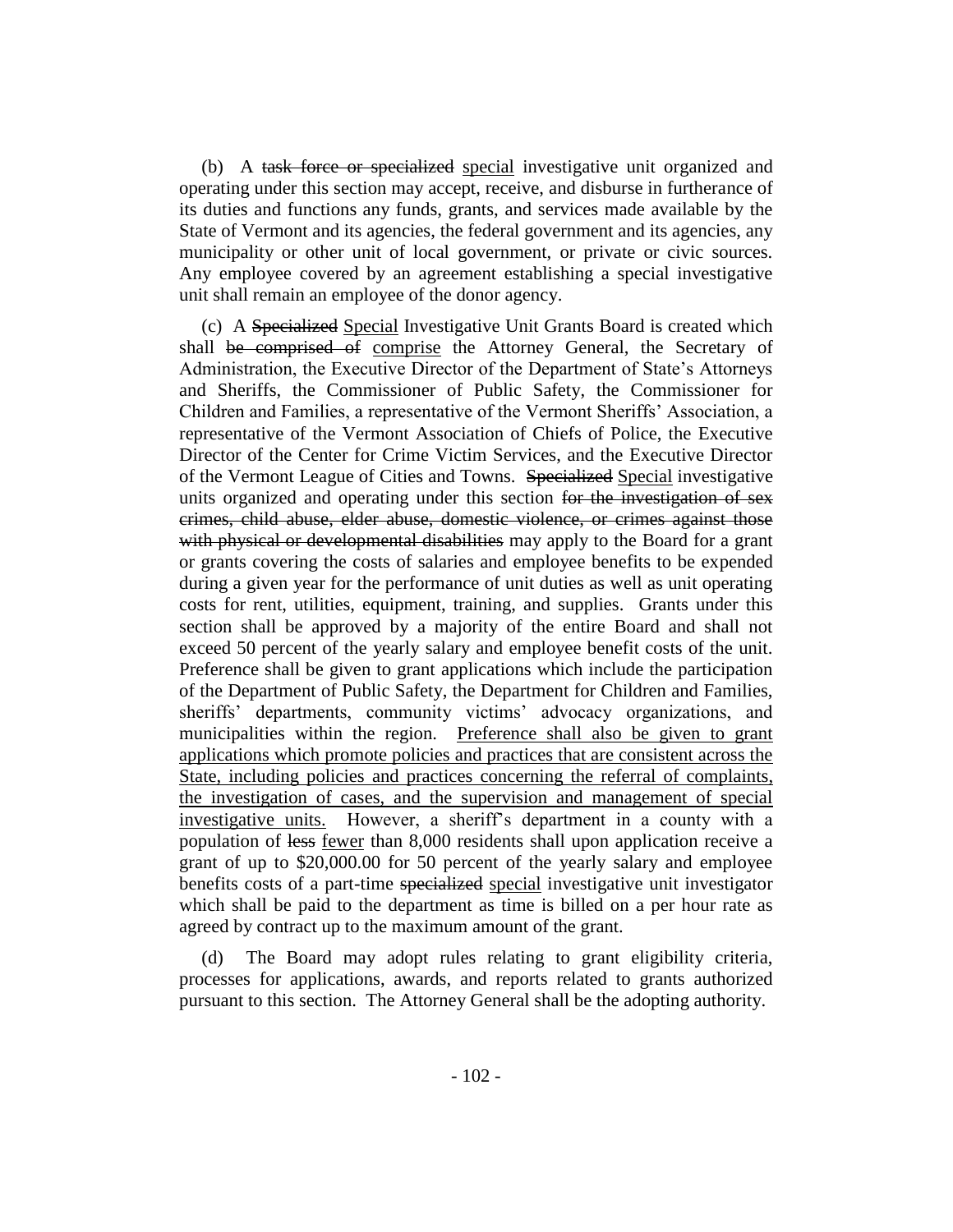(b) A ~~task force or specialized~~ <u>special</u> investigative unit organized and operating under this section may accept, receive, and disburse in furtherance of its duties and functions any funds, grants, and services made available by the State of Vermont and its agencies, the federal government and its agencies, any municipality or other unit of local government, or private or civic sources. Any employee covered by an agreement establishing a special investigative unit shall remain an employee of the donor agency.

(c) A ~~Specialized~~ <u>Special</u> Investigative Unit Grants Board is created which shall ~~be comprised of~~ <u>comprise</u> the Attorney General, the Secretary of Administration, the Executive Director of the Department of State's Attorneys and Sheriffs, the Commissioner of Public Safety, the Commissioner for Children and Families, a representative of the Vermont Sheriffs' Association, a representative of the Vermont Association of Chiefs of Police, the Executive Director of the Center for Crime Victim Services, and the Executive Director of the Vermont League of Cities and Towns. ~~Specialized~~ <u>Special</u> investigative units organized and operating under this section ~~for the investigation of sex crimes, child abuse, elder abuse, domestic violence, or crimes against those with physical or developmental disabilities~~ may apply to the Board for a grant or grants covering the costs of salaries and employee benefits to be expended during a given year for the performance of unit duties as well as unit operating costs for rent, utilities, equipment, training, and supplies. Grants under this section shall be approved by a majority of the entire Board and shall not exceed 50 percent of the yearly salary and employee benefit costs of the unit. Preference shall be given to grant applications which include the participation of the Department of Public Safety, the Department for Children and Families, sheriffs' departments, community victims' advocacy organizations, and municipalities within the region. <u>Preference shall also be given to grant applications which promote policies and practices that are consistent across the State, including policies and practices concerning the referral of complaints, the investigation of cases, and the supervision and management of special investigative units.</u> However, a sheriff's department in a county with a population of ~~less~~ <u>fewer</u> than 8,000 residents shall upon application receive a grant of up to $20,000.00 for 50 percent of the yearly salary and employee benefits costs of a part-time ~~specialized~~ <u>special</u> investigative unit investigator which shall be paid to the department as time is billed on a per hour rate as agreed by contract up to the maximum amount of the grant.

(d) The Board may adopt rules relating to grant eligibility criteria, processes for applications, awards, and reports related to grants authorized pursuant to this section. The Attorney General shall be the adopting authority.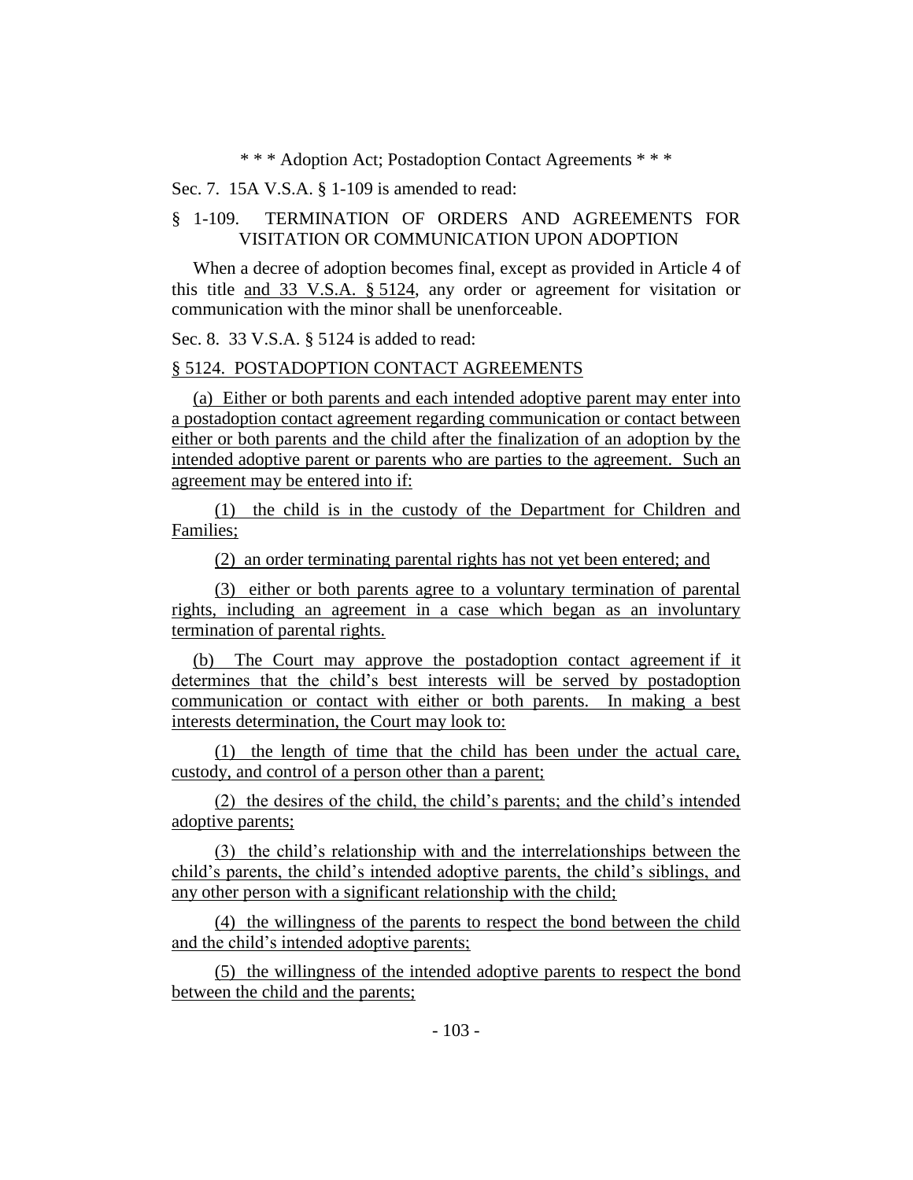\* \* \* Adoption Act; Postadoption Contact Agreements \* \* \*

Sec. 7. 15A V.S.A. § 1-109 is amended to read:

§ 1-109. TERMINATION OF ORDERS AND AGREEMENTS FOR VISITATION OR COMMUNICATION UPON ADOPTION

When a decree of adoption becomes final, except as provided in Article 4 of this title and 33 V.S.A. § 5124, any order or agreement for visitation or communication with the minor shall be unenforceable.

Sec. 8. 33 V.S.A. § 5124 is added to read:

§ 5124. POSTADOPTION CONTACT AGREEMENTS

(a) Either or both parents and each intended adoptive parent may enter into a postadoption contact agreement regarding communication or contact between either or both parents and the child after the finalization of an adoption by the intended adoptive parent or parents who are parties to the agreement. Such an agreement may be entered into if:

(1) the child is in the custody of the Department for Children and Families;

(2) an order terminating parental rights has not yet been entered; and

(3) either or both parents agree to a voluntary termination of parental rights, including an agreement in a case which began as an involuntary termination of parental rights.

(b) The Court may approve the postadoption contact agreement if it determines that the child's best interests will be served by postadoption communication or contact with either or both parents. In making a best interests determination, the Court may look to:

(1) the length of time that the child has been under the actual care, custody, and control of a person other than a parent;

(2) the desires of the child, the child's parents; and the child's intended adoptive parents;

(3) the child's relationship with and the interrelationships between the child's parents, the child's intended adoptive parents, the child's siblings, and any other person with a significant relationship with the child;

(4) the willingness of the parents to respect the bond between the child and the child's intended adoptive parents;

(5) the willingness of the intended adoptive parents to respect the bond between the child and the parents;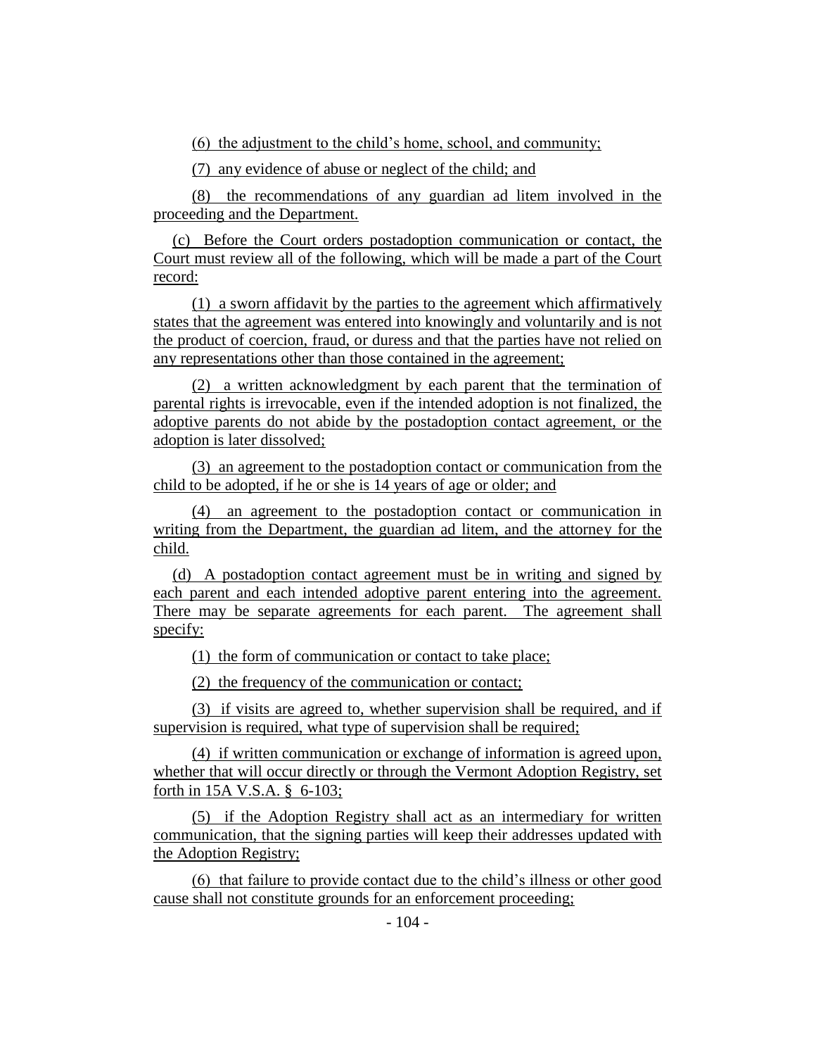(6) the adjustment to the child's home, school, and community;

(7) any evidence of abuse or neglect of the child; and

(8) the recommendations of any guardian ad litem involved in the proceeding and the Department.

(c) Before the Court orders postadoption communication or contact, the Court must review all of the following, which will be made a part of the Court record:

(1) a sworn affidavit by the parties to the agreement which affirmatively states that the agreement was entered into knowingly and voluntarily and is not the product of coercion, fraud, or duress and that the parties have not relied on any representations other than those contained in the agreement;

(2) a written acknowledgment by each parent that the termination of parental rights is irrevocable, even if the intended adoption is not finalized, the adoptive parents do not abide by the postadoption contact agreement, or the adoption is later dissolved;

(3) an agreement to the postadoption contact or communication from the child to be adopted, if he or she is 14 years of age or older; and

(4) an agreement to the postadoption contact or communication in writing from the Department, the guardian ad litem, and the attorney for the child.

(d) A postadoption contact agreement must be in writing and signed by each parent and each intended adoptive parent entering into the agreement. There may be separate agreements for each parent. The agreement shall specify:

(1) the form of communication or contact to take place;

(2) the frequency of the communication or contact;

(3) if visits are agreed to, whether supervision shall be required, and if supervision is required, what type of supervision shall be required;

(4) if written communication or exchange of information is agreed upon, whether that will occur directly or through the Vermont Adoption Registry, set forth in 15A V.S.A. § 6-103;

(5) if the Adoption Registry shall act as an intermediary for written communication, that the signing parties will keep their addresses updated with the Adoption Registry;

(6) that failure to provide contact due to the child's illness or other good cause shall not constitute grounds for an enforcement proceeding;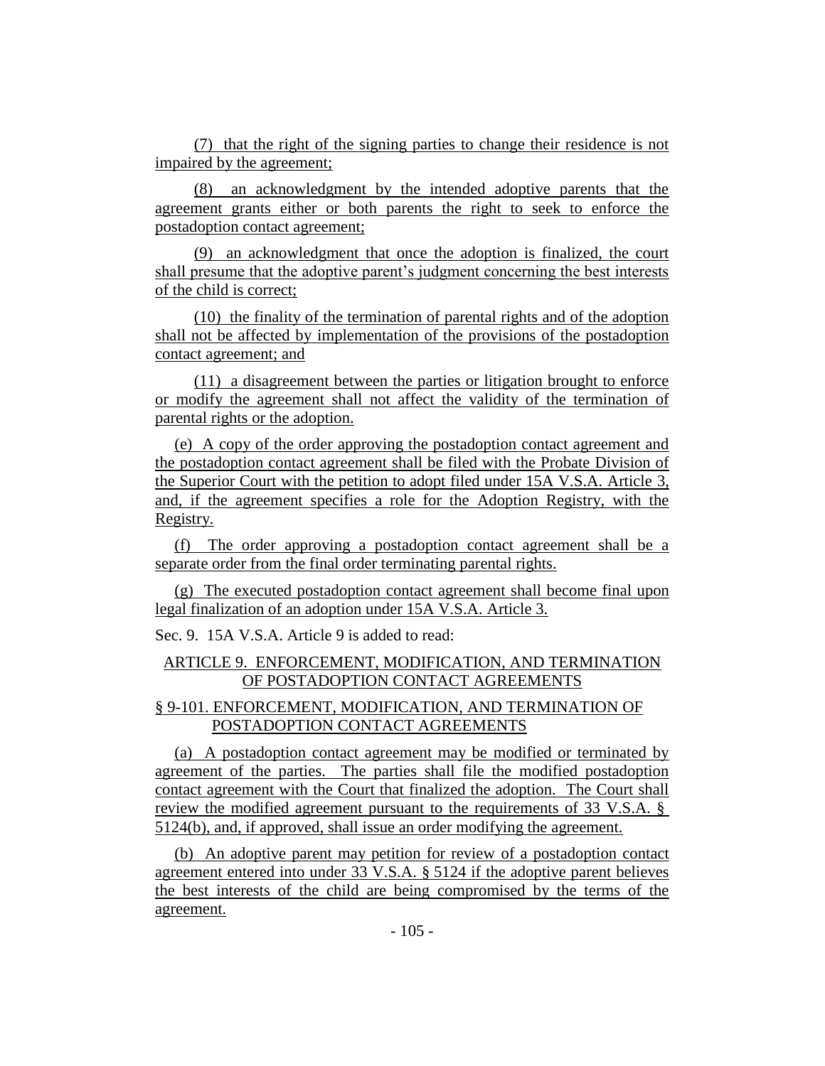(7) that the right of the signing parties to change their residence is not impaired by the agreement;

(8) an acknowledgment by the intended adoptive parents that the agreement grants either or both parents the right to seek to enforce the postadoption contact agreement;

(9) an acknowledgment that once the adoption is finalized, the court shall presume that the adoptive parent's judgment concerning the best interests of the child is correct;

(10) the finality of the termination of parental rights and of the adoption shall not be affected by implementation of the provisions of the postadoption contact agreement; and

(11) a disagreement between the parties or litigation brought to enforce or modify the agreement shall not affect the validity of the termination of parental rights or the adoption.

(e) A copy of the order approving the postadoption contact agreement and the postadoption contact agreement shall be filed with the Probate Division of the Superior Court with the petition to adopt filed under 15A V.S.A. Article 3, and, if the agreement specifies a role for the Adoption Registry, with the Registry.

(f) The order approving a postadoption contact agreement shall be a separate order from the final order terminating parental rights.

(g) The executed postadoption contact agreement shall become final upon legal finalization of an adoption under 15A V.S.A. Article 3.

Sec. 9. 15A V.S.A. Article 9 is added to read:

ARTICLE 9. ENFORCEMENT, MODIFICATION, AND TERMINATION OF POSTADOPTION CONTACT AGREEMENTS

§ 9-101. ENFORCEMENT, MODIFICATION, AND TERMINATION OF POSTADOPTION CONTACT AGREEMENTS

(a) A postadoption contact agreement may be modified or terminated by agreement of the parties. The parties shall file the modified postadoption contact agreement with the Court that finalized the adoption. The Court shall review the modified agreement pursuant to the requirements of 33 V.S.A. § 5124(b), and, if approved, shall issue an order modifying the agreement.

(b) An adoptive parent may petition for review of a postadoption contact agreement entered into under 33 V.S.A. § 5124 if the adoptive parent believes the best interests of the child are being compromised by the terms of the agreement.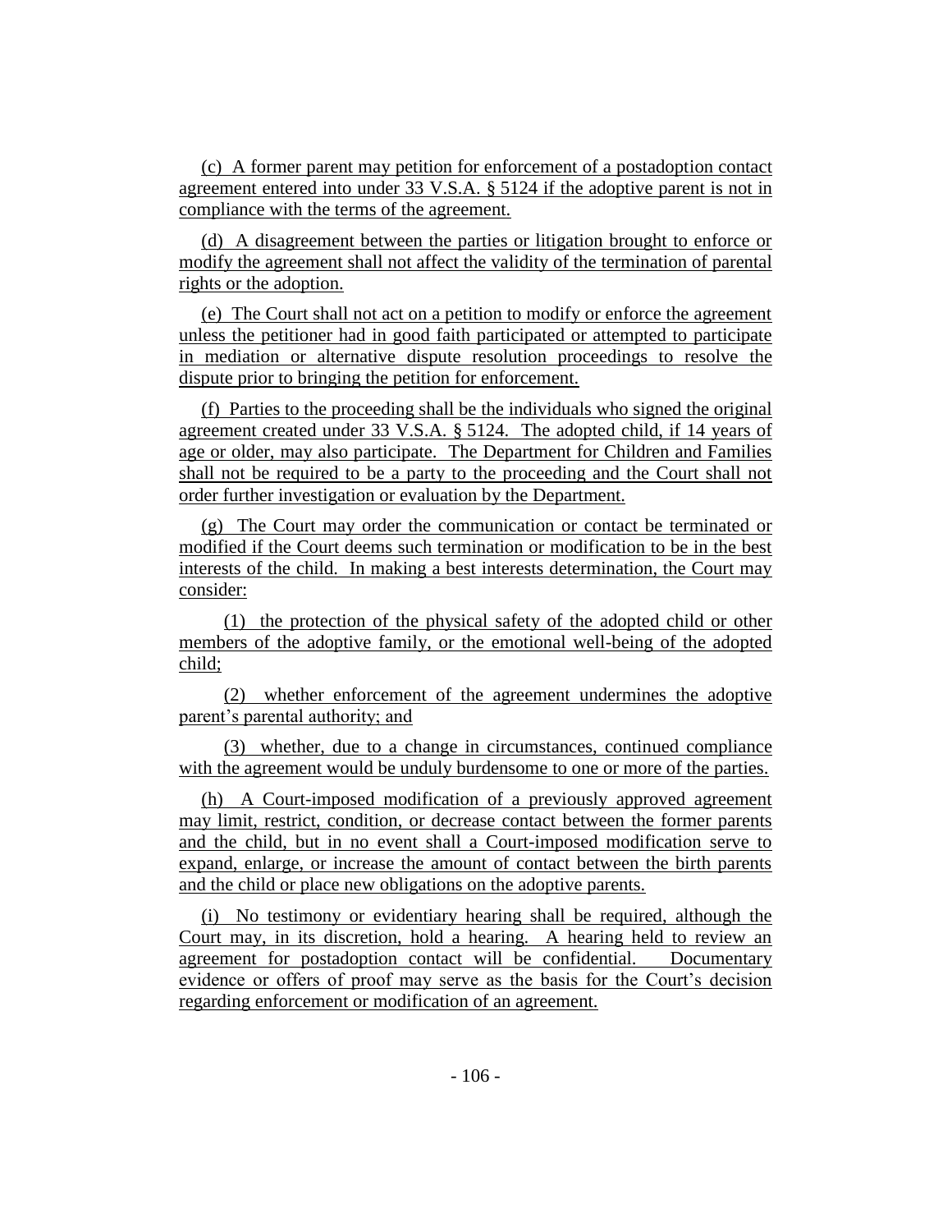(c) A former parent may petition for enforcement of a postadoption contact agreement entered into under 33 V.S.A. § 5124 if the adoptive parent is not in compliance with the terms of the agreement.

(d) A disagreement between the parties or litigation brought to enforce or modify the agreement shall not affect the validity of the termination of parental rights or the adoption.

(e) The Court shall not act on a petition to modify or enforce the agreement unless the petitioner had in good faith participated or attempted to participate in mediation or alternative dispute resolution proceedings to resolve the dispute prior to bringing the petition for enforcement.

(f) Parties to the proceeding shall be the individuals who signed the original agreement created under 33 V.S.A. § 5124. The adopted child, if 14 years of age or older, may also participate. The Department for Children and Families shall not be required to be a party to the proceeding and the Court shall not order further investigation or evaluation by the Department.

(g) The Court may order the communication or contact be terminated or modified if the Court deems such termination or modification to be in the best interests of the child. In making a best interests determination, the Court may consider:

(1) the protection of the physical safety of the adopted child or other members of the adoptive family, or the emotional well-being of the adopted child;

(2) whether enforcement of the agreement undermines the adoptive parent's parental authority; and

(3) whether, due to a change in circumstances, continued compliance with the agreement would be unduly burdensome to one or more of the parties.

(h) A Court-imposed modification of a previously approved agreement may limit, restrict, condition, or decrease contact between the former parents and the child, but in no event shall a Court-imposed modification serve to expand, enlarge, or increase the amount of contact between the birth parents and the child or place new obligations on the adoptive parents.

(i) No testimony or evidentiary hearing shall be required, although the Court may, in its discretion, hold a hearing. A hearing held to review an agreement for postadoption contact will be confidential. Documentary evidence or offers of proof may serve as the basis for the Court's decision regarding enforcement or modification of an agreement.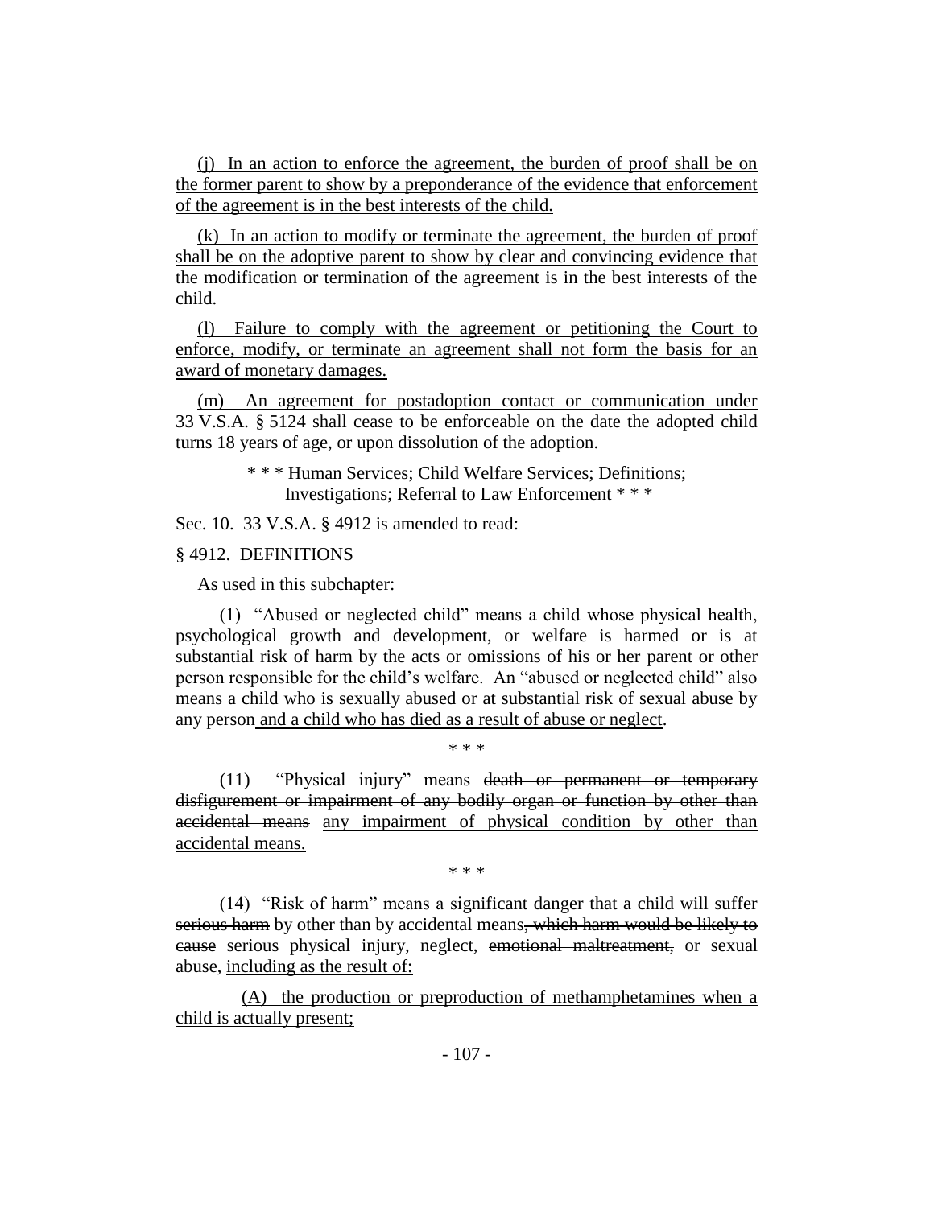<u>(j) In an action to enforce the agreement, the burden of proof shall be on the former parent to show by a preponderance of the evidence that enforcement of the agreement is in the best interests of the child.</u>

<u>(k) In an action to modify or terminate the agreement, the burden of proof shall be on the adoptive parent to show by clear and convincing evidence that the modification or termination of the agreement is in the best interests of the child.</u>

<u>(l) Failure to comply with the agreement or petitioning the Court to enforce, modify, or terminate an agreement shall not form the basis for an award of monetary damages.</u>

<u>(m) An agreement for postadoption contact or communication under 33 V.S.A. § 5124 shall cease to be enforceable on the date the adopted child turns 18 years of age, or upon dissolution of the adoption.</u>

\* \* \* Human Services; Child Welfare Services; Definitions; Investigations; Referral to Law Enforcement \* \* \*

Sec. 10. 33 V.S.A. § 4912 is amended to read:

§ 4912. DEFINITIONS

As used in this subchapter:

(1) "Abused or neglected child" means a child whose physical health, psychological growth and development, or welfare is harmed or is at substantial risk of harm by the acts or omissions of his or her parent or other person responsible for the child's welfare. An "abused or neglected child" also means a child who is sexually abused or at substantial risk of sexual abuse by any person<u> and a child who has died as a result of abuse or neglect</u>.

\* \* \*

(11) "Physical injury" means ~~death or permanent or temporary disfigurement or impairment of any bodily organ or function by other than accidental means~~ <u>any impairment of physical condition by other than accidental means.</u>

\* \* \*

(14) "Risk of harm" means a significant danger that a child will suffer ~~serious harm~~ <u>by</u> other than by accidental means~~, which harm would be likely to cause~~ <u>serious </u>physical injury, neglect, ~~emotional maltreatment,~~ or sexual abuse, <u>including as the result of:</u>

<u>(A) the production or preproduction of methamphetamines when a child is actually present;</u>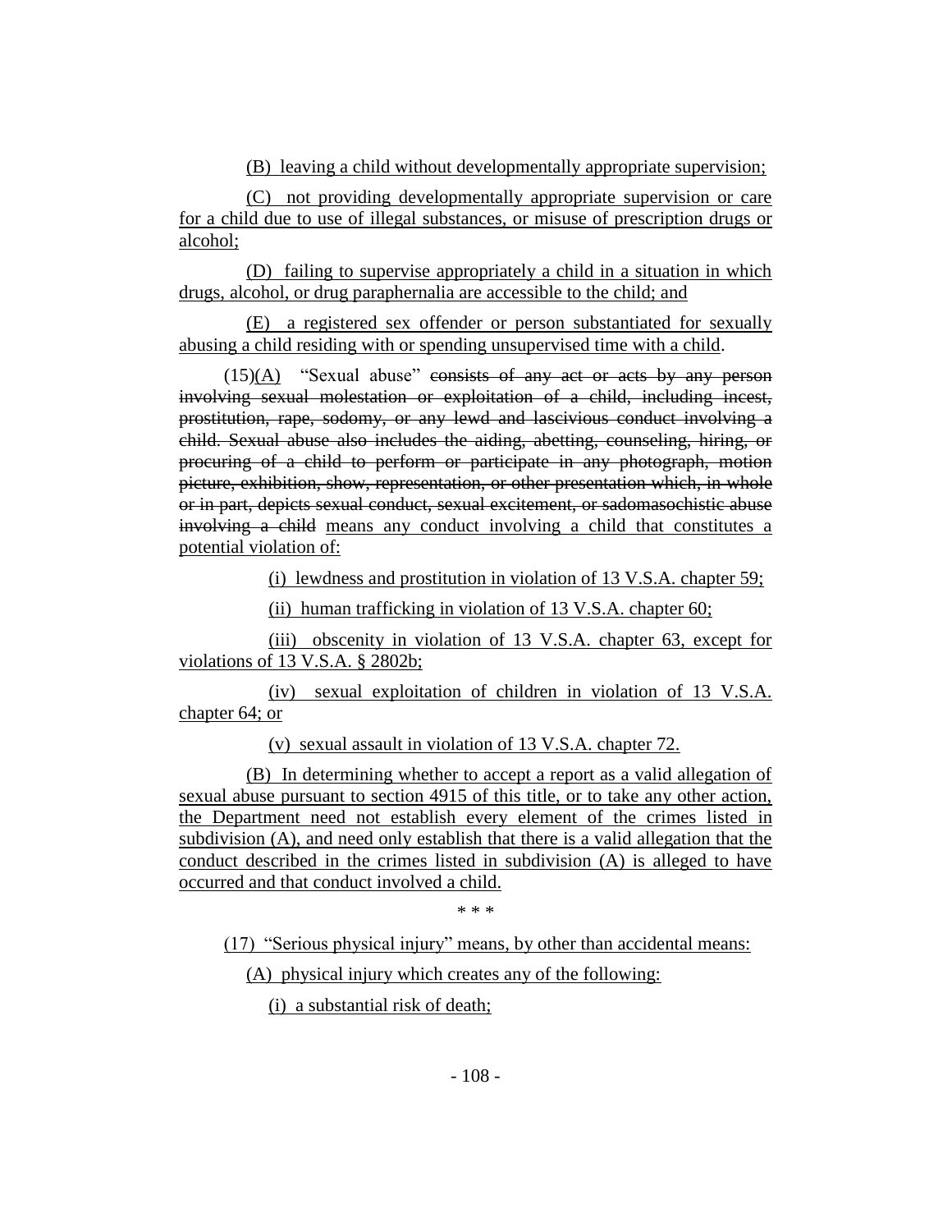(B) leaving a child without developmentally appropriate supervision;

(C) not providing developmentally appropriate supervision or care for a child due to use of illegal substances, or misuse of prescription drugs or alcohol;

(D) failing to supervise appropriately a child in a situation in which drugs, alcohol, or drug paraphernalia are accessible to the child; and

(E) a registered sex offender or person substantiated for sexually abusing a child residing with or spending unsupervised time with a child.

(15)(A) "Sexual abuse" ~~consists of any act or acts by any person involving sexual molestation or exploitation of a child, including incest, prostitution, rape, sodomy, or any lewd and lascivious conduct involving a child. Sexual abuse also includes the aiding, abetting, counseling, hiring, or procuring of a child to perform or participate in any photograph, motion picture, exhibition, show, representation, or other presentation which, in whole or in part, depicts sexual conduct, sexual excitement, or sadomasochistic abuse involving a child~~ means any conduct involving a child that constitutes a potential violation of:

(i) lewdness and prostitution in violation of 13 V.S.A. chapter 59;

(ii) human trafficking in violation of 13 V.S.A. chapter 60;

(iii) obscenity in violation of 13 V.S.A. chapter 63, except for violations of 13 V.S.A. § 2802b;

(iv) sexual exploitation of children in violation of 13 V.S.A. chapter 64; or

(v) sexual assault in violation of 13 V.S.A. chapter 72.

(B) In determining whether to accept a report as a valid allegation of sexual abuse pursuant to section 4915 of this title, or to take any other action, the Department need not establish every element of the crimes listed in subdivision (A), and need only establish that there is a valid allegation that the conduct described in the crimes listed in subdivision (A) is alleged to have occurred and that conduct involved a child.

\* \* \*

(17) "Serious physical injury" means, by other than accidental means:

(A) physical injury which creates any of the following:

(i) a substantial risk of death;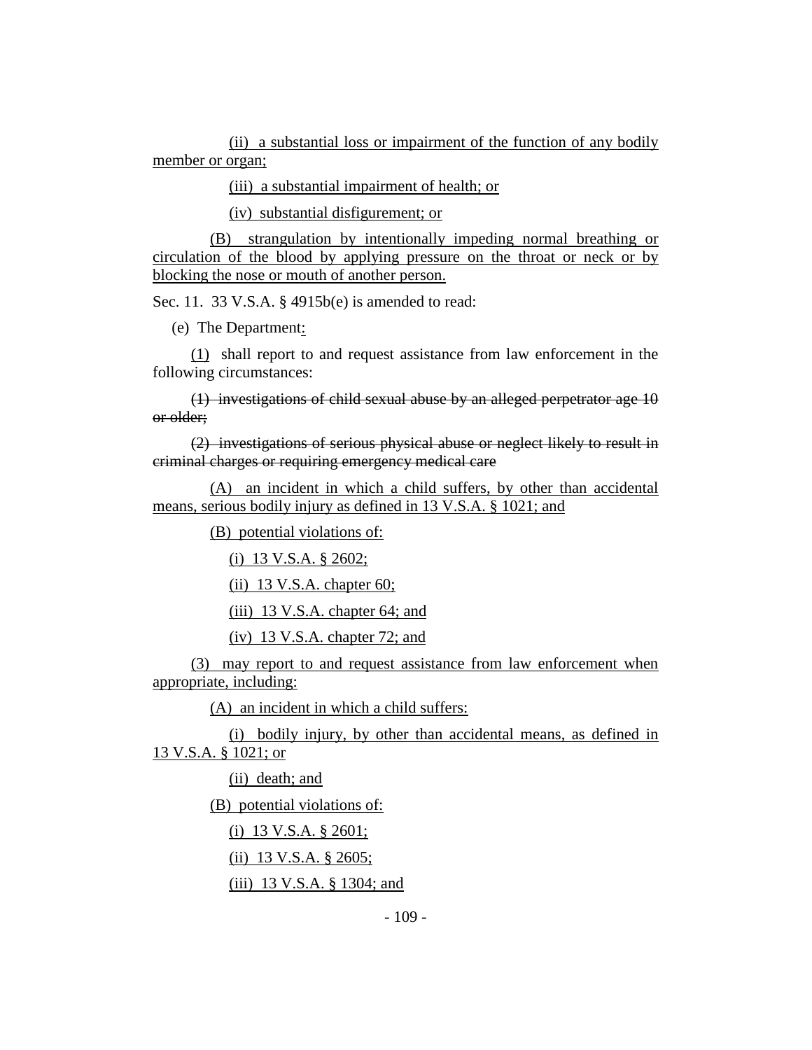(ii) a substantial loss or impairment of the function of any bodily member or organ;

(iii) a substantial impairment of health; or

(iv) substantial disfigurement; or

(B) strangulation by intentionally impeding normal breathing or circulation of the blood by applying pressure on the throat or neck or by blocking the nose or mouth of another person.

Sec. 11. 33 V.S.A. § 4915b(e) is amended to read:

(e) The Department:

(1) shall report to and request assistance from law enforcement in the following circumstances:

~~(1) investigations of child sexual abuse by an alleged perpetrator age 10 or older;~~

~~(2) investigations of serious physical abuse or neglect likely to result in criminal charges or requiring emergency medical care~~

(A) an incident in which a child suffers, by other than accidental means, serious bodily injury as defined in 13 V.S.A. § 1021; and

(B) potential violations of:

(i) 13 V.S.A. § 2602;

(ii) 13 V.S.A. chapter 60;

(iii) 13 V.S.A. chapter 64; and

(iv) 13 V.S.A. chapter 72; and

(3) may report to and request assistance from law enforcement when appropriate, including:

(A) an incident in which a child suffers:

(i) bodily injury, by other than accidental means, as defined in 13 V.S.A. § 1021; or

(ii) death; and

(B) potential violations of:

(i) 13 V.S.A. § 2601;

(ii) 13 V.S.A. § 2605;

(iii) 13 V.S.A. § 1304; and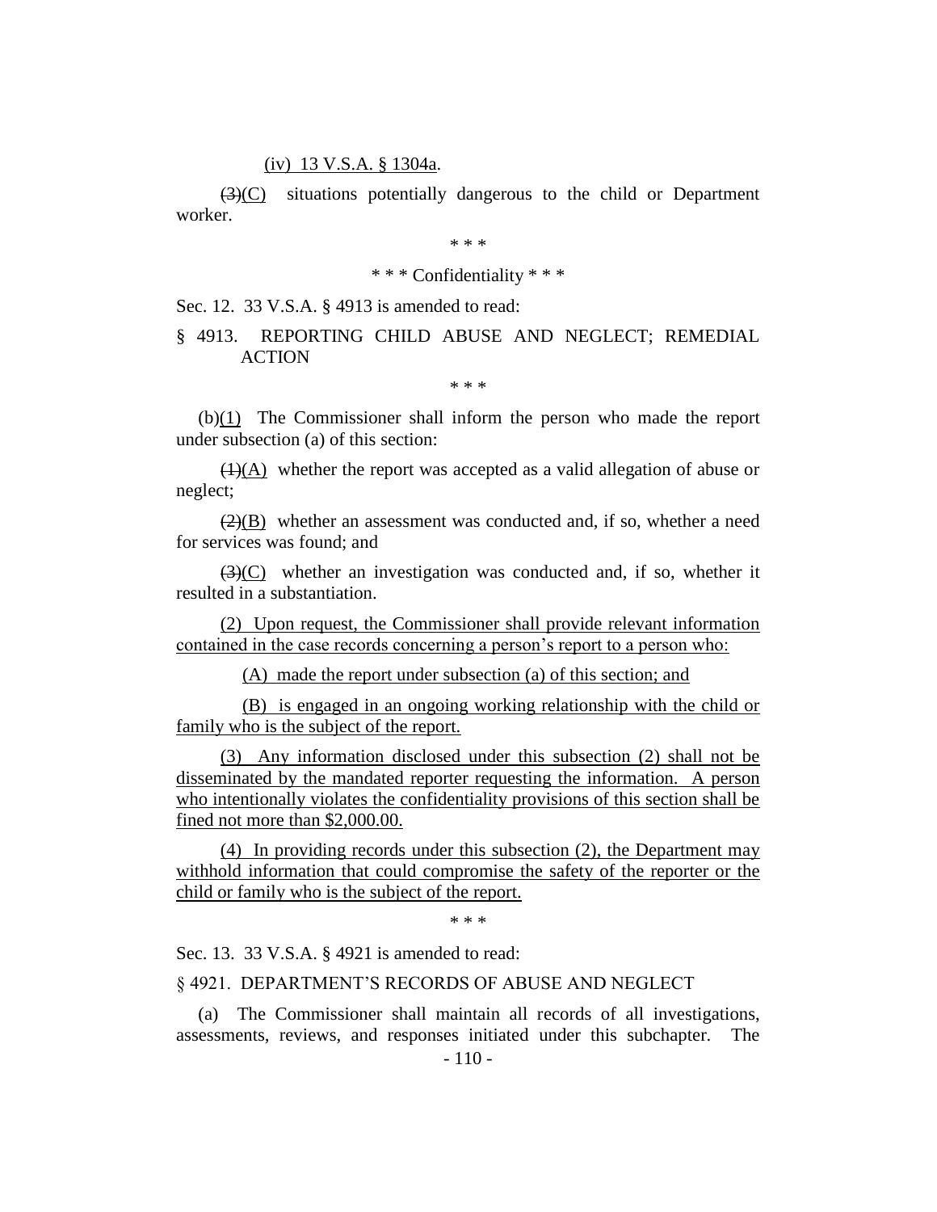(iv) 13 V.S.A. § 1304a.

~~(3)~~(C) situations potentially dangerous to the child or Department worker.

\* \* \*

\* \* \* Confidentiality \* \* \*

Sec. 12. 33 V.S.A. § 4913 is amended to read:

§ 4913. REPORTING CHILD ABUSE AND NEGLECT; REMEDIAL ACTION

\* \* \*

(b)(1) The Commissioner shall inform the person who made the report under subsection (a) of this section:

~~(1)~~(A) whether the report was accepted as a valid allegation of abuse or neglect;

~~(2)~~(B) whether an assessment was conducted and, if so, whether a need for services was found; and

~~(3)~~(C) whether an investigation was conducted and, if so, whether it resulted in a substantiation.

(2) Upon request, the Commissioner shall provide relevant information contained in the case records concerning a person's report to a person who:

(A) made the report under subsection (a) of this section; and

(B) is engaged in an ongoing working relationship with the child or family who is the subject of the report.

(3) Any information disclosed under this subsection (2) shall not be disseminated by the mandated reporter requesting the information. A person who intentionally violates the confidentiality provisions of this section shall be fined not more than $2,000.00.

(4) In providing records under this subsection (2), the Department may withhold information that could compromise the safety of the reporter or the child or family who is the subject of the report.

\* \* \*

Sec. 13. 33 V.S.A. § 4921 is amended to read:

§ 4921. DEPARTMENT'S RECORDS OF ABUSE AND NEGLECT

(a) The Commissioner shall maintain all records of all investigations, assessments, reviews, and responses initiated under this subchapter. The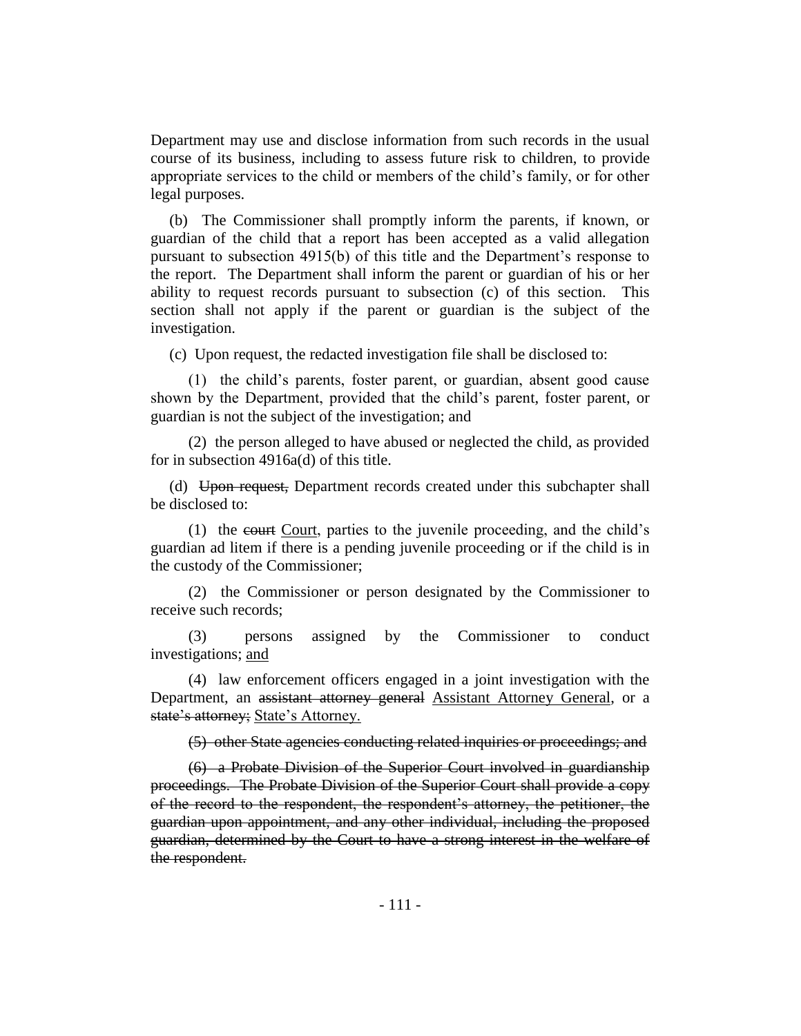Department may use and disclose information from such records in the usual course of its business, including to assess future risk to children, to provide appropriate services to the child or members of the child's family, or for other legal purposes.

(b) The Commissioner shall promptly inform the parents, if known, or guardian of the child that a report has been accepted as a valid allegation pursuant to subsection 4915(b) of this title and the Department's response to the report. The Department shall inform the parent or guardian of his or her ability to request records pursuant to subsection (c) of this section. This section shall not apply if the parent or guardian is the subject of the investigation.

(c) Upon request, the redacted investigation file shall be disclosed to:

(1) the child's parents, foster parent, or guardian, absent good cause shown by the Department, provided that the child's parent, foster parent, or guardian is not the subject of the investigation; and

(2) the person alleged to have abused or neglected the child, as provided for in subsection 4916a(d) of this title.

(d) ~~Upon request,~~ Department records created under this subchapter shall be disclosed to:

(1) the ~~court~~ <u>Court</u>, parties to the juvenile proceeding, and the child's guardian ad litem if there is a pending juvenile proceeding or if the child is in the custody of the Commissioner;

(2) the Commissioner or person designated by the Commissioner to receive such records;

(3) persons assigned by the Commissioner to conduct investigations; <u>and</u>

(4) law enforcement officers engaged in a joint investigation with the Department, an ~~assistant attorney general~~ <u>Assistant Attorney General</u>, or a ~~state's attorney;~~ <u>State's Attorney.</u>

~~(5) other State agencies conducting related inquiries or proceedings; and~~

~~(6) a Probate Division of the Superior Court involved in guardianship proceedings. The Probate Division of the Superior Court shall provide a copy of the record to the respondent, the respondent's attorney, the petitioner, the guardian upon appointment, and any other individual, including the proposed guardian, determined by the Court to have a strong interest in the welfare of the respondent.~~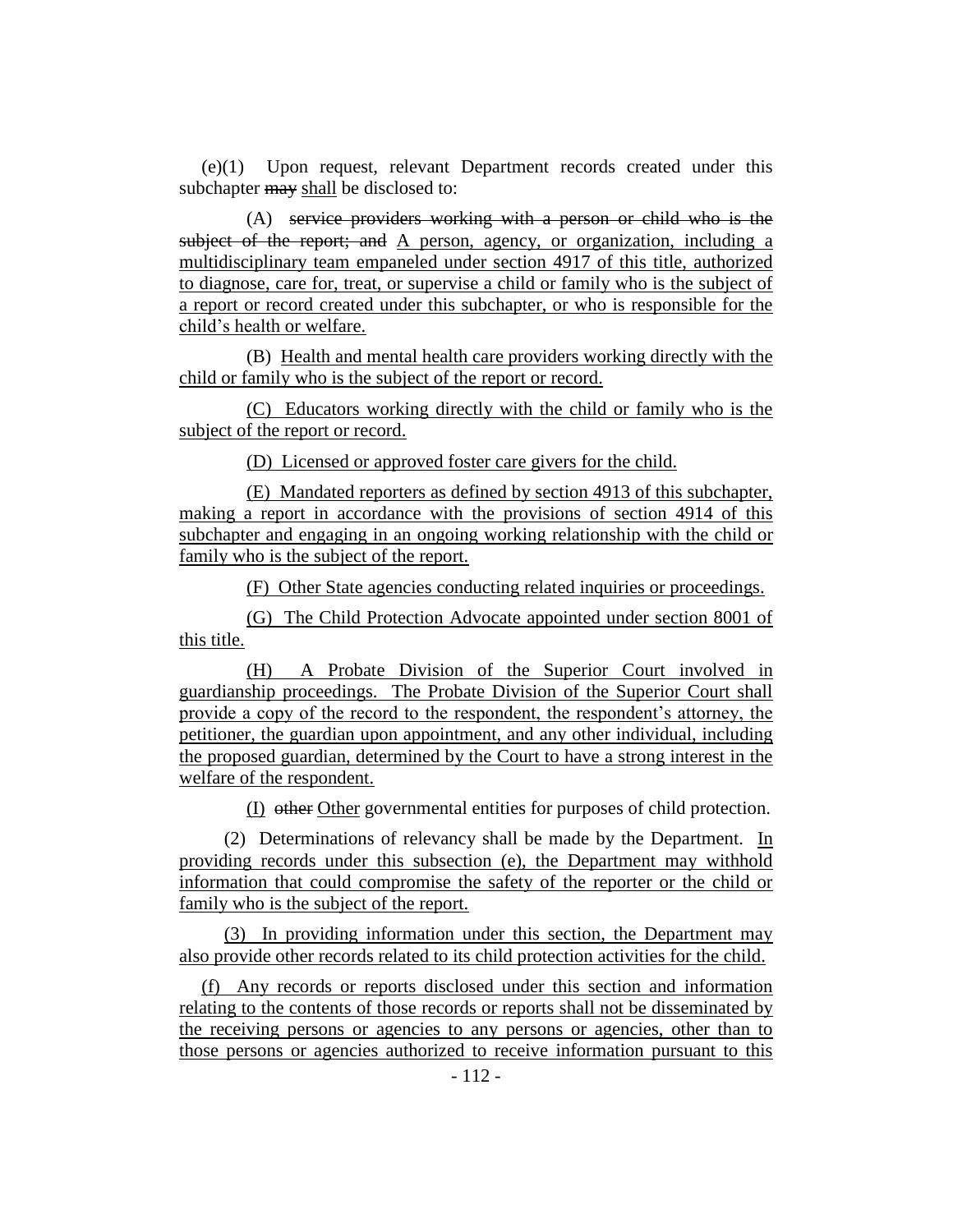(e)(1) Upon request, relevant Department records created under this subchapter ~~may~~ shall be disclosed to:

(A) ~~service providers working with a person or child who is the subject of the report; and~~ A person, agency, or organization, including a multidisciplinary team empaneled under section 4917 of this title, authorized to diagnose, care for, treat, or supervise a child or family who is the subject of a report or record created under this subchapter, or who is responsible for the child's health or welfare.

(B) Health and mental health care providers working directly with the child or family who is the subject of the report or record.

(C) Educators working directly with the child or family who is the subject of the report or record.

(D) Licensed or approved foster care givers for the child.

(E) Mandated reporters as defined by section 4913 of this subchapter, making a report in accordance with the provisions of section 4914 of this subchapter and engaging in an ongoing working relationship with the child or family who is the subject of the report.

(F) Other State agencies conducting related inquiries or proceedings.

(G) The Child Protection Advocate appointed under section 8001 of this title.

(H) A Probate Division of the Superior Court involved in guardianship proceedings. The Probate Division of the Superior Court shall provide a copy of the record to the respondent, the respondent's attorney, the petitioner, the guardian upon appointment, and any other individual, including the proposed guardian, determined by the Court to have a strong interest in the welfare of the respondent.

(I) ~~other~~ Other governmental entities for purposes of child protection.

(2) Determinations of relevancy shall be made by the Department. In providing records under this subsection (e), the Department may withhold information that could compromise the safety of the reporter or the child or family who is the subject of the report.

(3) In providing information under this section, the Department may also provide other records related to its child protection activities for the child.

(f) Any records or reports disclosed under this section and information relating to the contents of those records or reports shall not be disseminated by the receiving persons or agencies to any persons or agencies, other than to those persons or agencies authorized to receive information pursuant to this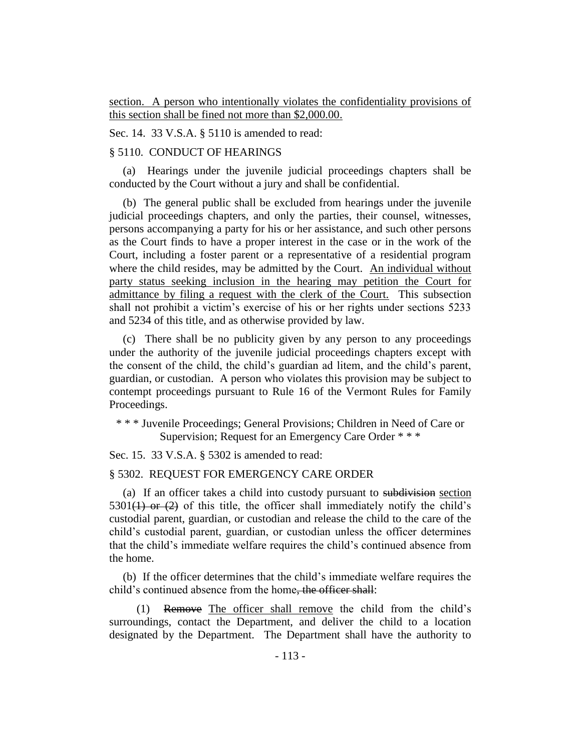section. A person who intentionally violates the confidentiality provisions of this section shall be fined not more than $2,000.00.

Sec. 14. 33 V.S.A. § 5110 is amended to read:

§ 5110. CONDUCT OF HEARINGS

(a) Hearings under the juvenile judicial proceedings chapters shall be conducted by the Court without a jury and shall be confidential.

(b) The general public shall be excluded from hearings under the juvenile judicial proceedings chapters, and only the parties, their counsel, witnesses, persons accompanying a party for his or her assistance, and such other persons as the Court finds to have a proper interest in the case or in the work of the Court, including a foster parent or a representative of a residential program where the child resides, may be admitted by the Court. An individual without party status seeking inclusion in the hearing may petition the Court for admittance by filing a request with the clerk of the Court. This subsection shall not prohibit a victim's exercise of his or her rights under sections 5233 and 5234 of this title, and as otherwise provided by law.

(c) There shall be no publicity given by any person to any proceedings under the authority of the juvenile judicial proceedings chapters except with the consent of the child, the child's guardian ad litem, and the child's parent, guardian, or custodian. A person who violates this provision may be subject to contempt proceedings pursuant to Rule 16 of the Vermont Rules for Family Proceedings.

\* \* \* Juvenile Proceedings; General Provisions; Children in Need of Care or Supervision; Request for an Emergency Care Order \* \* \*

Sec. 15. 33 V.S.A. § 5302 is amended to read:

§ 5302. REQUEST FOR EMERGENCY CARE ORDER

(a) If an officer takes a child into custody pursuant to ~~subdivision~~ section 5301~~(1) or (2)~~ of this title, the officer shall immediately notify the child's custodial parent, guardian, or custodian and release the child to the care of the child's custodial parent, guardian, or custodian unless the officer determines that the child's immediate welfare requires the child's continued absence from the home.

(b) If the officer determines that the child's immediate welfare requires the child's continued absence from the home~~, the officer shall~~:

(1) ~~Remove~~ The officer shall remove the child from the child's surroundings, contact the Department, and deliver the child to a location designated by the Department. The Department shall have the authority to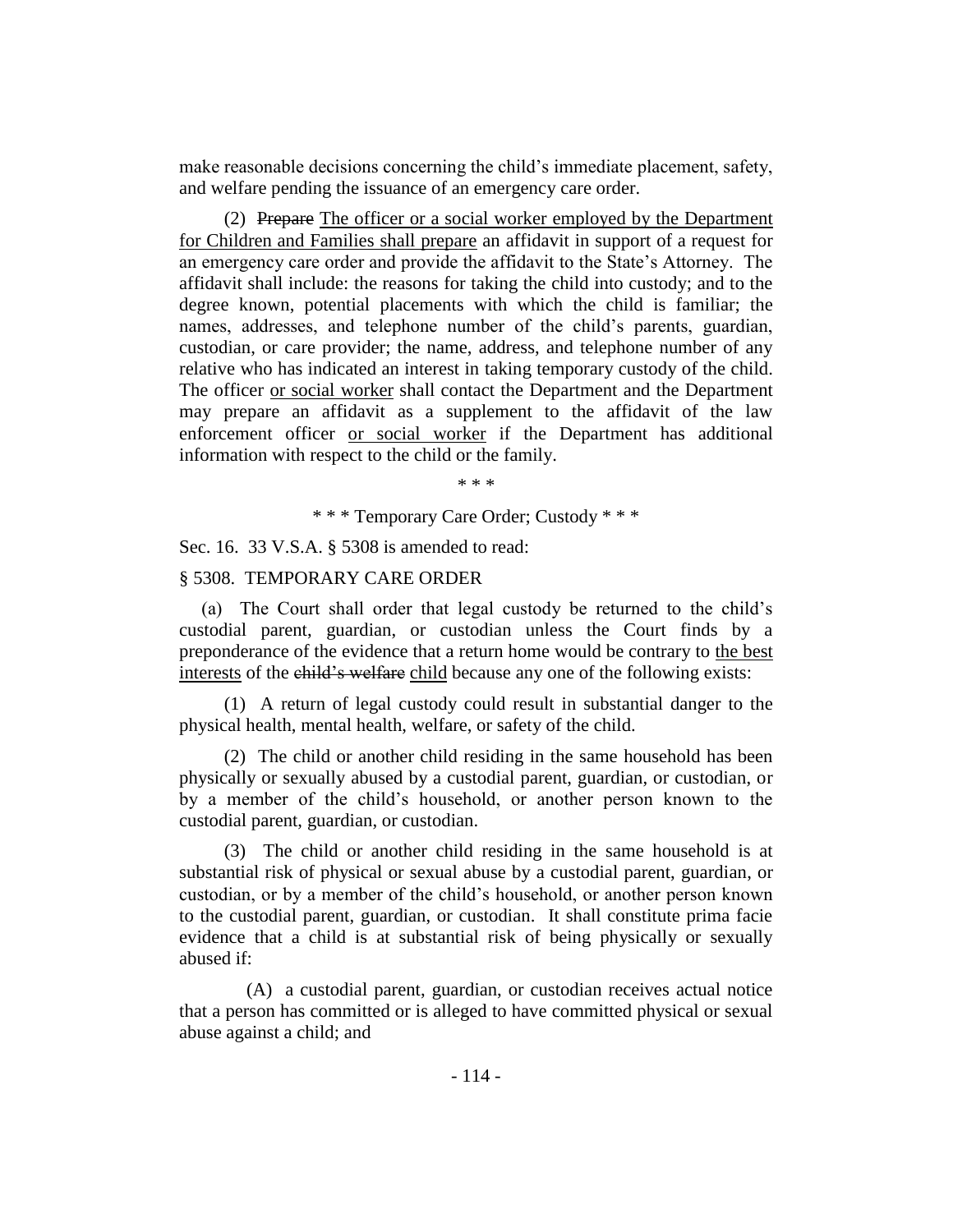make reasonable decisions concerning the child's immediate placement, safety, and welfare pending the issuance of an emergency care order.

(2) ~~Prepare~~ The officer or a social worker employed by the Department for Children and Families shall prepare an affidavit in support of a request for an emergency care order and provide the affidavit to the State's Attorney. The affidavit shall include: the reasons for taking the child into custody; and to the degree known, potential placements with which the child is familiar; the names, addresses, and telephone number of the child's parents, guardian, custodian, or care provider; the name, address, and telephone number of any relative who has indicated an interest in taking temporary custody of the child. The officer or social worker shall contact the Department and the Department may prepare an affidavit as a supplement to the affidavit of the law enforcement officer or social worker if the Department has additional information with respect to the child or the family.

\* \* \*

\* \* \* Temporary Care Order; Custody \* \* \*

Sec. 16. 33 V.S.A. § 5308 is amended to read:

§ 5308. TEMPORARY CARE ORDER

(a) The Court shall order that legal custody be returned to the child's custodial parent, guardian, or custodian unless the Court finds by a preponderance of the evidence that a return home would be contrary to the best interests of the ~~child's welfare~~ child because any one of the following exists:

(1) A return of legal custody could result in substantial danger to the physical health, mental health, welfare, or safety of the child.

(2) The child or another child residing in the same household has been physically or sexually abused by a custodial parent, guardian, or custodian, or by a member of the child's household, or another person known to the custodial parent, guardian, or custodian.

(3) The child or another child residing in the same household is at substantial risk of physical or sexual abuse by a custodial parent, guardian, or custodian, or by a member of the child's household, or another person known to the custodial parent, guardian, or custodian. It shall constitute prima facie evidence that a child is at substantial risk of being physically or sexually abused if:

(A) a custodial parent, guardian, or custodian receives actual notice that a person has committed or is alleged to have committed physical or sexual abuse against a child; and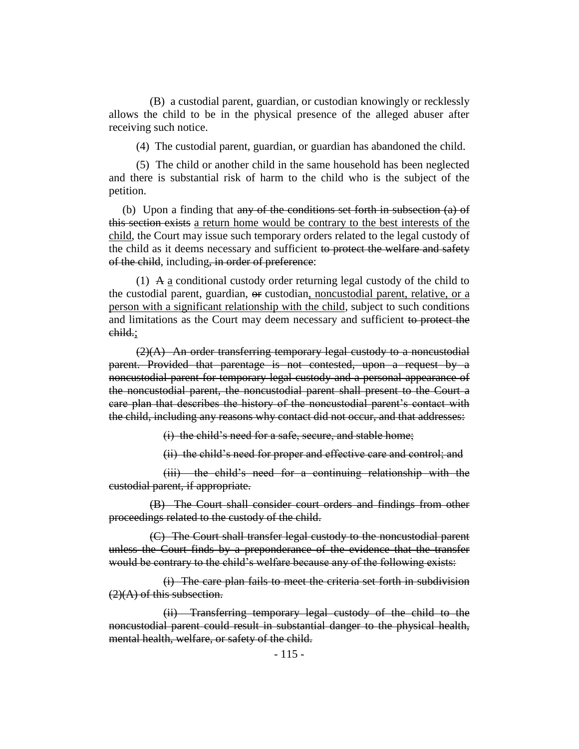(B) a custodial parent, guardian, or custodian knowingly or recklessly allows the child to be in the physical presence of the alleged abuser after receiving such notice.

(4) The custodial parent, guardian, or guardian has abandoned the child.

(5) The child or another child in the same household has been neglected and there is substantial risk of harm to the child who is the subject of the petition.

(b) Upon a finding that ~~any of the conditions set forth in subsection (a) of this section exists~~ <u>a return home would be contrary to the best interests of the child</u>, the Court may issue such temporary orders related to the legal custody of the child as it deems necessary and sufficient ~~to protect the welfare and safety of the child~~, including~~, in order of preference~~:

(1) ~~A~~ <u>a</u> conditional custody order returning legal custody of the child to the custodial parent, guardian, ~~or~~ custodian<u>, noncustodial parent, relative, or a person with a significant relationship with the child</u>, subject to such conditions and limitations as the Court may deem necessary and sufficient ~~to protect the child.~~<u>;</u>

~~(2)(A) An order transferring temporary legal custody to a noncustodial parent. Provided that parentage is not contested, upon a request by a noncustodial parent for temporary legal custody and a personal appearance of the noncustodial parent, the noncustodial parent shall present to the Court a care plan that describes the history of the noncustodial parent's contact with the child, including any reasons why contact did not occur, and that addresses:~~

~~(i) the child's need for a safe, secure, and stable home;~~

~~(ii) the child's need for proper and effective care and control; and~~

~~(iii) the child's need for a continuing relationship with the custodial parent, if appropriate.~~

~~(B) The Court shall consider court orders and findings from other proceedings related to the custody of the child.~~

~~(C) The Court shall transfer legal custody to the noncustodial parent unless the Court finds by a preponderance of the evidence that the transfer would be contrary to the child's welfare because any of the following exists:~~

~~(i) The care plan fails to meet the criteria set forth in subdivision (2)(A) of this subsection.~~

~~(ii) Transferring temporary legal custody of the child to the noncustodial parent could result in substantial danger to the physical health, mental health, welfare, or safety of the child.~~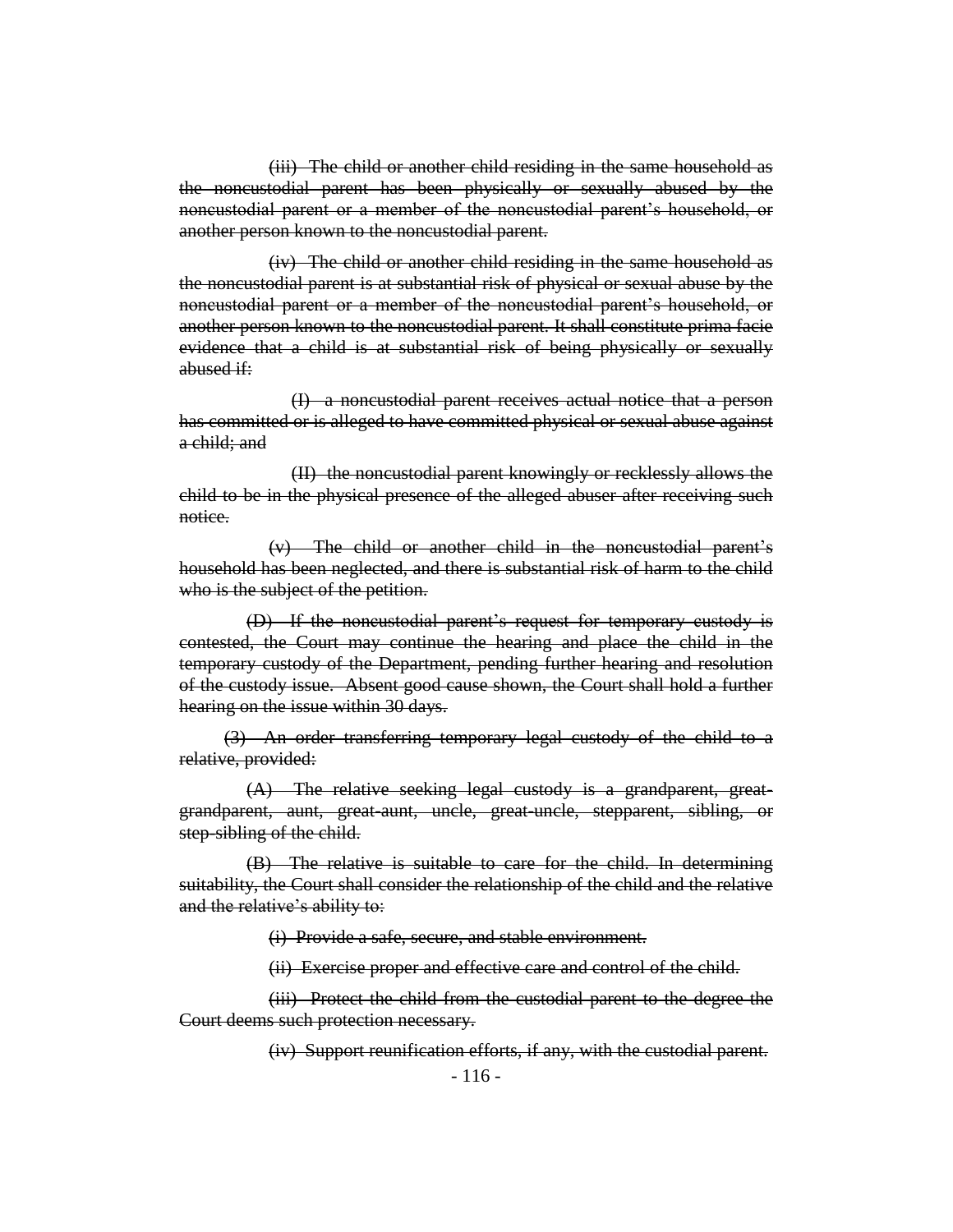~~(iii) The child or another child residing in the same household as the noncustodial parent has been physically or sexually abused by the noncustodial parent or a member of the noncustodial parent's household, or another person known to the noncustodial parent.~~

~~(iv) The child or another child residing in the same household as the noncustodial parent is at substantial risk of physical or sexual abuse by the noncustodial parent or a member of the noncustodial parent's household, or another person known to the noncustodial parent. It shall constitute prima facie evidence that a child is at substantial risk of being physically or sexually abused if:~~

~~(I) a noncustodial parent receives actual notice that a person has committed or is alleged to have committed physical or sexual abuse against a child; and~~

~~(II) the noncustodial parent knowingly or recklessly allows the child to be in the physical presence of the alleged abuser after receiving such notice.~~

~~(v) The child or another child in the noncustodial parent's household has been neglected, and there is substantial risk of harm to the child who is the subject of the petition.~~

~~(D) If the noncustodial parent's request for temporary custody is contested, the Court may continue the hearing and place the child in the temporary custody of the Department, pending further hearing and resolution of the custody issue. Absent good cause shown, the Court shall hold a further hearing on the issue within 30 days.~~

~~(3) An order transferring temporary legal custody of the child to a relative, provided:~~

~~(A) The relative seeking legal custody is a grandparent, great-grandparent, aunt, great-aunt, uncle, great-uncle, stepparent, sibling, or step-sibling of the child.~~

~~(B) The relative is suitable to care for the child. In determining suitability, the Court shall consider the relationship of the child and the relative and the relative's ability to:~~

~~(i) Provide a safe, secure, and stable environment.~~

~~(ii) Exercise proper and effective care and control of the child.~~

~~(iii) Protect the child from the custodial parent to the degree the Court deems such protection necessary.~~

~~(iv) Support reunification efforts, if any, with the custodial parent.~~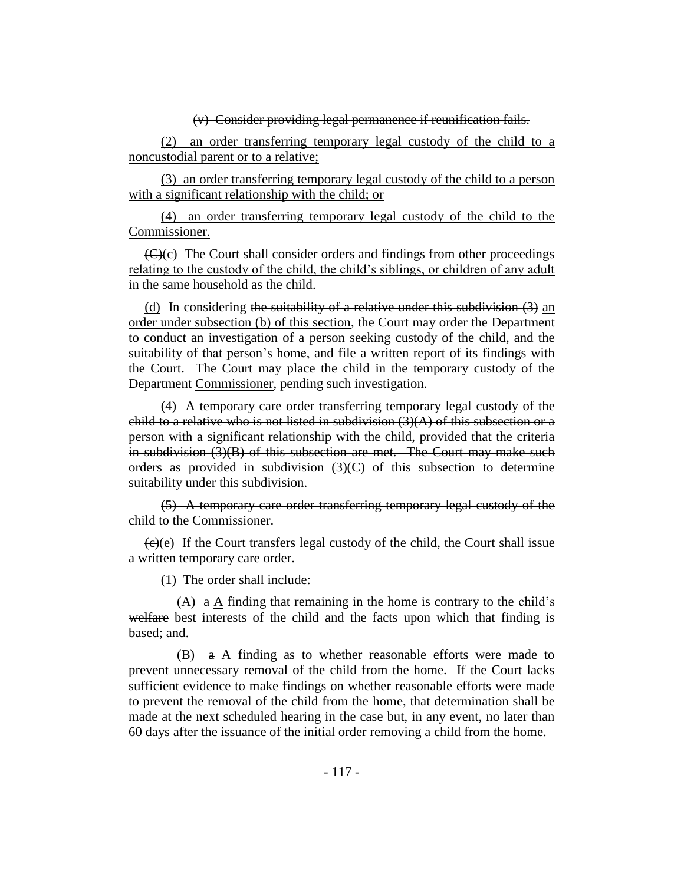(v) Consider providing legal permanence if reunification fails.

(2) an order transferring temporary legal custody of the child to a noncustodial parent or to a relative;

(3) an order transferring temporary legal custody of the child to a person with a significant relationship with the child; or

(4) an order transferring temporary legal custody of the child to the Commissioner.

(C)(c) The Court shall consider orders and findings from other proceedings relating to the custody of the child, the child's siblings, or children of any adult in the same household as the child.

(d) In considering the suitability of a relative under this subdivision (3) an order under subsection (b) of this section, the Court may order the Department to conduct an investigation of a person seeking custody of the child, and the suitability of that person's home, and file a written report of its findings with the Court. The Court may place the child in the temporary custody of the Department Commissioner, pending such investigation.

(4) A temporary care order transferring temporary legal custody of the child to a relative who is not listed in subdivision (3)(A) of this subsection or a person with a significant relationship with the child, provided that the criteria in subdivision (3)(B) of this subsection are met. The Court may make such orders as provided in subdivision (3)(C) of this subsection to determine suitability under this subdivision.

(5) A temporary care order transferring temporary legal custody of the child to the Commissioner.

(c)(e) If the Court transfers legal custody of the child, the Court shall issue a written temporary care order.

(1) The order shall include:

(A) a A finding that remaining in the home is contrary to the child's welfare best interests of the child and the facts upon which that finding is based; and.

(B) a A finding as to whether reasonable efforts were made to prevent unnecessary removal of the child from the home. If the Court lacks sufficient evidence to make findings on whether reasonable efforts were made to prevent the removal of the child from the home, that determination shall be made at the next scheduled hearing in the case but, in any event, no later than 60 days after the issuance of the initial order removing a child from the home.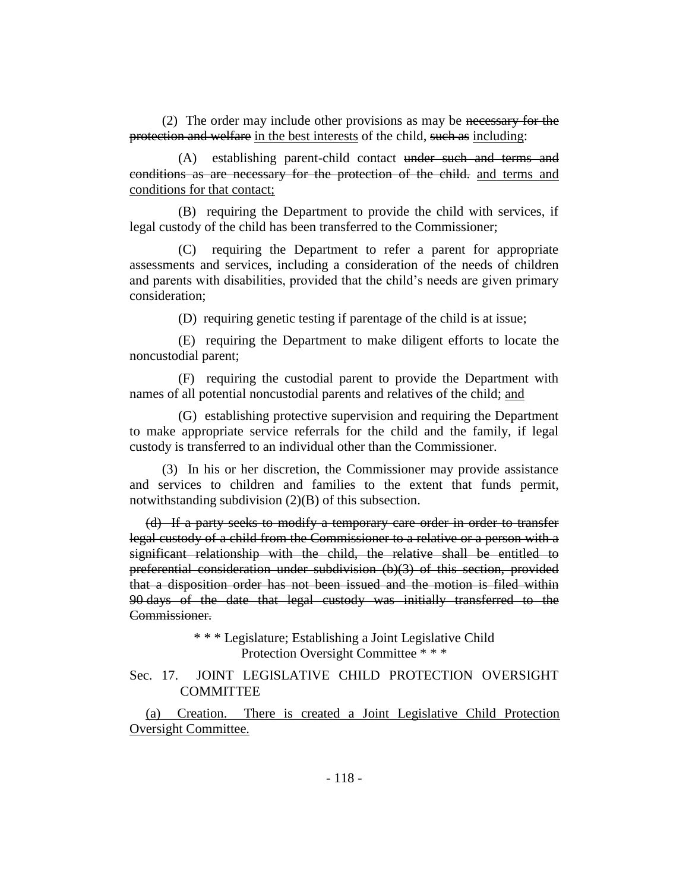(2) The order may include other provisions as may be ~~necessary for the protection and welfare~~ <u>in the best interests</u> of the child, ~~such as~~ <u>including</u>:

(A) establishing parent-child contact ~~under such and terms and conditions as are necessary for the protection of the child.~~ <u>and terms and conditions for that contact;</u>

(B) requiring the Department to provide the child with services, if legal custody of the child has been transferred to the Commissioner;

(C) requiring the Department to refer a parent for appropriate assessments and services, including a consideration of the needs of children and parents with disabilities, provided that the child's needs are given primary consideration;

(D) requiring genetic testing if parentage of the child is at issue;

(E) requiring the Department to make diligent efforts to locate the noncustodial parent;

(F) requiring the custodial parent to provide the Department with names of all potential noncustodial parents and relatives of the child; <u>and</u>

(G) establishing protective supervision and requiring the Department to make appropriate service referrals for the child and the family, if legal custody is transferred to an individual other than the Commissioner.

(3) In his or her discretion, the Commissioner may provide assistance and services to children and families to the extent that funds permit, notwithstanding subdivision (2)(B) of this subsection.

~~(d) If a party seeks to modify a temporary care order in order to transfer legal custody of a child from the Commissioner to a relative or a person with a significant relationship with the child, the relative shall be entitled to preferential consideration under subdivision (b)(3) of this section, provided that a disposition order has not been issued and the motion is filed within 90 days of the date that legal custody was initially transferred to the Commissioner.~~

\* \* \* Legislature; Establishing a Joint Legislative Child Protection Oversight Committee \* \* \*

Sec. 17. JOINT LEGISLATIVE CHILD PROTECTION OVERSIGHT COMMITTEE

<u>(a) Creation. There is created a Joint Legislative Child Protection Oversight Committee.</u>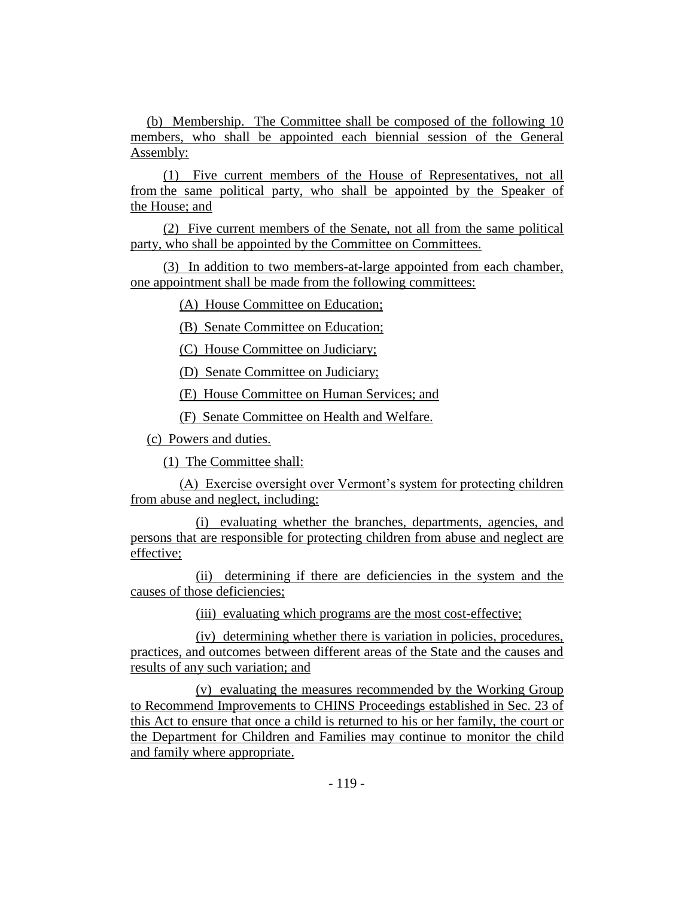(b) Membership. The Committee shall be composed of the following 10 members, who shall be appointed each biennial session of the General Assembly:

(1) Five current members of the House of Representatives, not all from the same political party, who shall be appointed by the Speaker of the House; and

(2) Five current members of the Senate, not all from the same political party, who shall be appointed by the Committee on Committees.

(3) In addition to two members-at-large appointed from each chamber, one appointment shall be made from the following committees:

(A) House Committee on Education;

(B) Senate Committee on Education;

(C) House Committee on Judiciary;

(D) Senate Committee on Judiciary;

(E) House Committee on Human Services; and

(F) Senate Committee on Health and Welfare.

(c) Powers and duties.

(1) The Committee shall:

(A) Exercise oversight over Vermont's system for protecting children from abuse and neglect, including:

(i) evaluating whether the branches, departments, agencies, and persons that are responsible for protecting children from abuse and neglect are effective;

(ii) determining if there are deficiencies in the system and the causes of those deficiencies;

(iii) evaluating which programs are the most cost-effective;

(iv) determining whether there is variation in policies, procedures, practices, and outcomes between different areas of the State and the causes and results of any such variation; and

(v) evaluating the measures recommended by the Working Group to Recommend Improvements to CHINS Proceedings established in Sec. 23 of this Act to ensure that once a child is returned to his or her family, the court or the Department for Children and Families may continue to monitor the child and family where appropriate.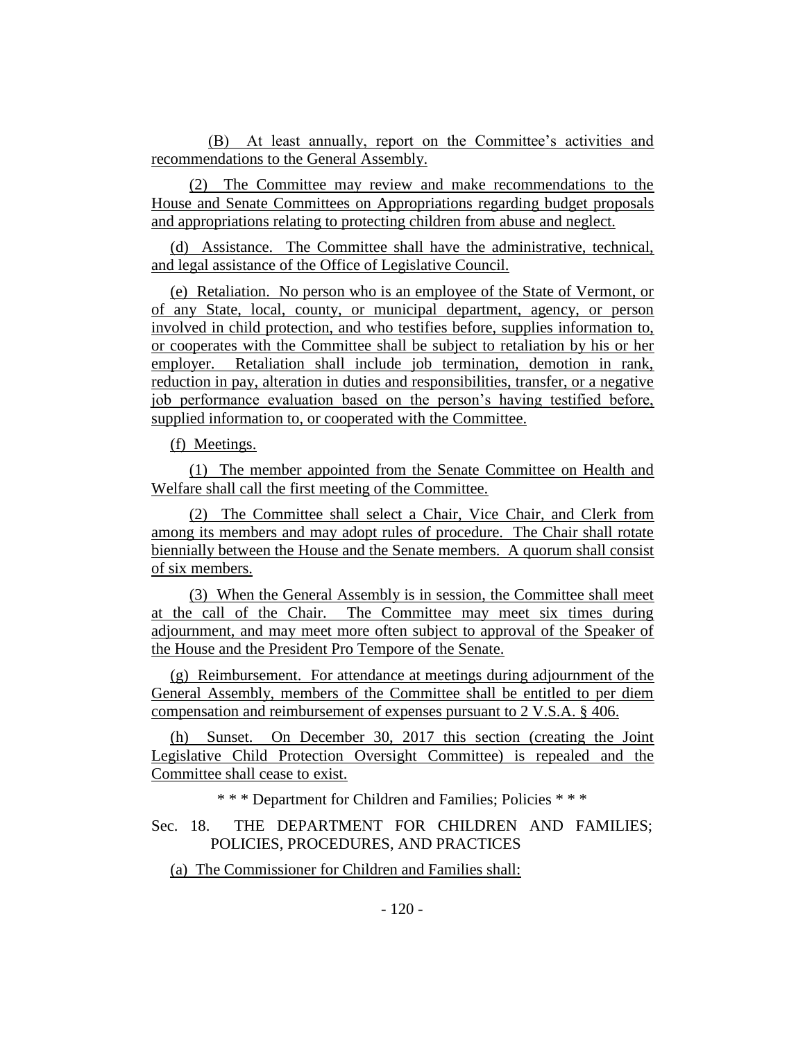(B) At least annually, report on the Committee's activities and recommendations to the General Assembly.

(2) The Committee may review and make recommendations to the House and Senate Committees on Appropriations regarding budget proposals and appropriations relating to protecting children from abuse and neglect.

(d) Assistance. The Committee shall have the administrative, technical, and legal assistance of the Office of Legislative Council.

(e) Retaliation. No person who is an employee of the State of Vermont, or of any State, local, county, or municipal department, agency, or person involved in child protection, and who testifies before, supplies information to, or cooperates with the Committee shall be subject to retaliation by his or her employer. Retaliation shall include job termination, demotion in rank, reduction in pay, alteration in duties and responsibilities, transfer, or a negative job performance evaluation based on the person's having testified before, supplied information to, or cooperated with the Committee.

(f) Meetings.

(1) The member appointed from the Senate Committee on Health and Welfare shall call the first meeting of the Committee.

(2) The Committee shall select a Chair, Vice Chair, and Clerk from among its members and may adopt rules of procedure. The Chair shall rotate biennially between the House and the Senate members. A quorum shall consist of six members.

(3) When the General Assembly is in session, the Committee shall meet at the call of the Chair. The Committee may meet six times during adjournment, and may meet more often subject to approval of the Speaker of the House and the President Pro Tempore of the Senate.

(g) Reimbursement. For attendance at meetings during adjournment of the General Assembly, members of the Committee shall be entitled to per diem compensation and reimbursement of expenses pursuant to 2 V.S.A. § 406.

(h) Sunset. On December 30, 2017 this section (creating the Joint Legislative Child Protection Oversight Committee) is repealed and the Committee shall cease to exist.

\* \* \* Department for Children and Families; Policies \* \* \*

Sec. 18. THE DEPARTMENT FOR CHILDREN AND FAMILIES; POLICIES, PROCEDURES, AND PRACTICES

(a) The Commissioner for Children and Families shall: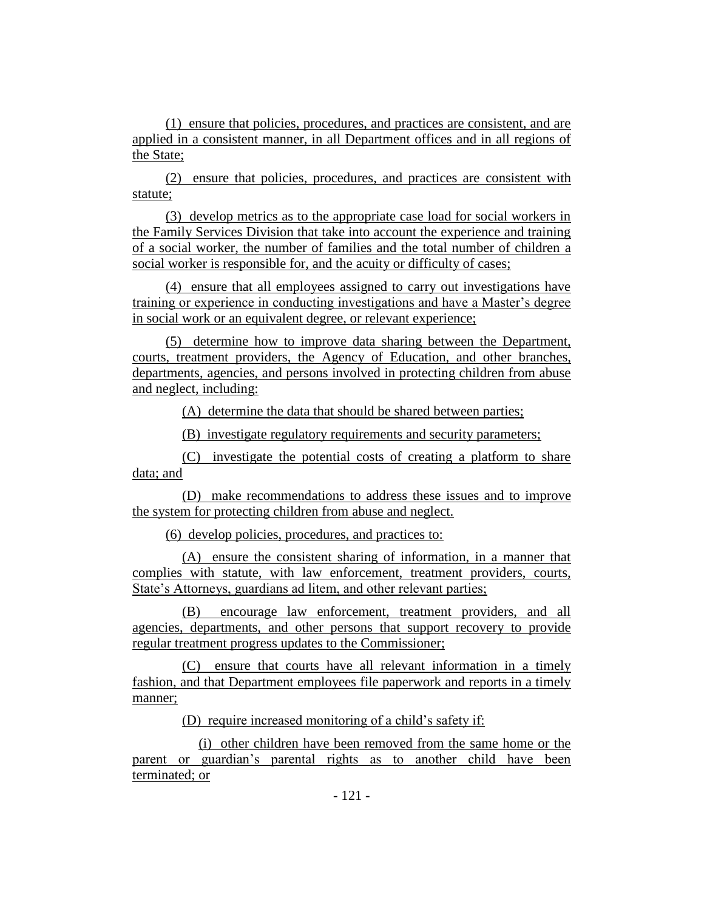(1) ensure that policies, procedures, and practices are consistent, and are applied in a consistent manner, in all Department offices and in all regions of the State;

(2) ensure that policies, procedures, and practices are consistent with statute;

(3) develop metrics as to the appropriate case load for social workers in the Family Services Division that take into account the experience and training of a social worker, the number of families and the total number of children a social worker is responsible for, and the acuity or difficulty of cases;

(4) ensure that all employees assigned to carry out investigations have training or experience in conducting investigations and have a Master's degree in social work or an equivalent degree, or relevant experience;

(5) determine how to improve data sharing between the Department, courts, treatment providers, the Agency of Education, and other branches, departments, agencies, and persons involved in protecting children from abuse and neglect, including:

(A) determine the data that should be shared between parties;

(B) investigate regulatory requirements and security parameters;

(C) investigate the potential costs of creating a platform to share data; and

(D) make recommendations to address these issues and to improve the system for protecting children from abuse and neglect.

(6) develop policies, procedures, and practices to:

(A) ensure the consistent sharing of information, in a manner that complies with statute, with law enforcement, treatment providers, courts, State's Attorneys, guardians ad litem, and other relevant parties;

(B) encourage law enforcement, treatment providers, and all agencies, departments, and other persons that support recovery to provide regular treatment progress updates to the Commissioner;

(C) ensure that courts have all relevant information in a timely fashion, and that Department employees file paperwork and reports in a timely manner;

(D) require increased monitoring of a child's safety if:

(i) other children have been removed from the same home or the parent or guardian's parental rights as to another child have been terminated; or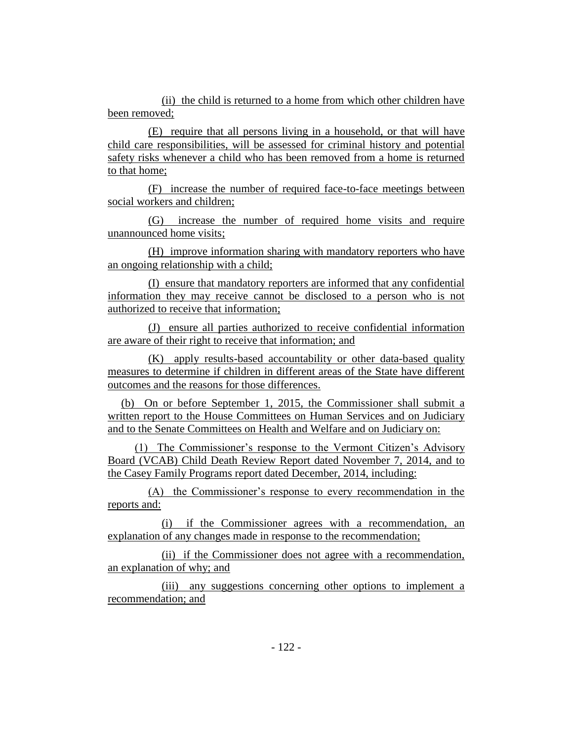(ii) the child is returned to a home from which other children have been removed;

(E) require that all persons living in a household, or that will have child care responsibilities, will be assessed for criminal history and potential safety risks whenever a child who has been removed from a home is returned to that home;

(F) increase the number of required face-to-face meetings between social workers and children;

(G) increase the number of required home visits and require unannounced home visits;

(H) improve information sharing with mandatory reporters who have an ongoing relationship with a child;

(I) ensure that mandatory reporters are informed that any confidential information they may receive cannot be disclosed to a person who is not authorized to receive that information;

(J) ensure all parties authorized to receive confidential information are aware of their right to receive that information; and

(K) apply results-based accountability or other data-based quality measures to determine if children in different areas of the State have different outcomes and the reasons for those differences.

(b) On or before September 1, 2015, the Commissioner shall submit a written report to the House Committees on Human Services and on Judiciary and to the Senate Committees on Health and Welfare and on Judiciary on:

(1) The Commissioner's response to the Vermont Citizen's Advisory Board (VCAB) Child Death Review Report dated November 7, 2014, and to the Casey Family Programs report dated December, 2014, including:

(A) the Commissioner's response to every recommendation in the reports and:

(i) if the Commissioner agrees with a recommendation, an explanation of any changes made in response to the recommendation;

(ii) if the Commissioner does not agree with a recommendation, an explanation of why; and

(iii) any suggestions concerning other options to implement a recommendation; and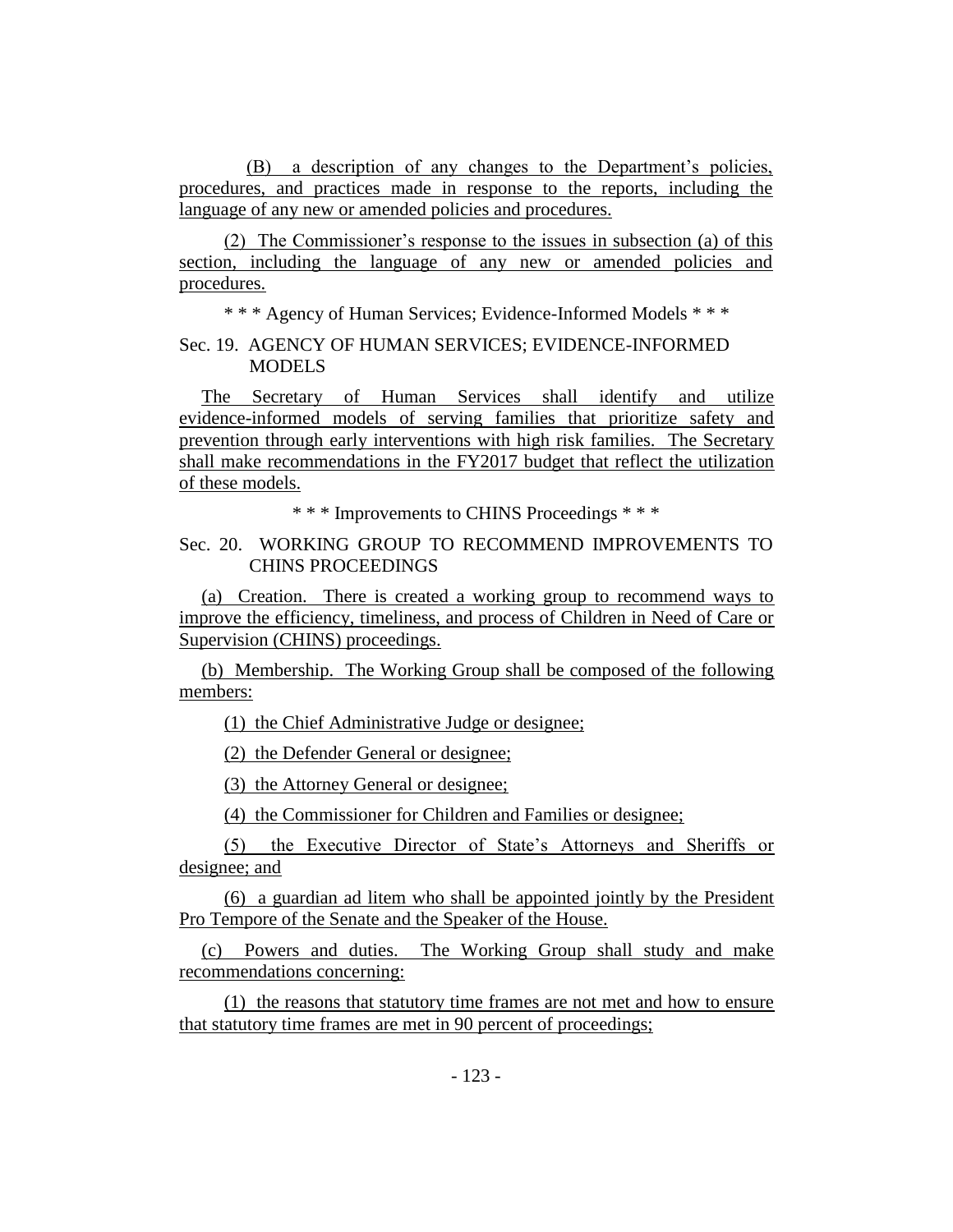(B) a description of any changes to the Department's policies, procedures, and practices made in response to the reports, including the language of any new or amended policies and procedures.

(2) The Commissioner's response to the issues in subsection (a) of this section, including the language of any new or amended policies and procedures.

* * * Agency of Human Services; Evidence-Informed Models * * *

Sec. 19. AGENCY OF HUMAN SERVICES; EVIDENCE-INFORMED MODELS

The Secretary of Human Services shall identify and utilize evidence-informed models of serving families that prioritize safety and prevention through early interventions with high risk families. The Secretary shall make recommendations in the FY2017 budget that reflect the utilization of these models.

* * * Improvements to CHINS Proceedings * * *

Sec. 20. WORKING GROUP TO RECOMMEND IMPROVEMENTS TO CHINS PROCEEDINGS

(a) Creation. There is created a working group to recommend ways to improve the efficiency, timeliness, and process of Children in Need of Care or Supervision (CHINS) proceedings.

(b) Membership. The Working Group shall be composed of the following members:

(1) the Chief Administrative Judge or designee;

(2) the Defender General or designee;

(3) the Attorney General or designee;

(4) the Commissioner for Children and Families or designee;

(5) the Executive Director of State's Attorneys and Sheriffs or designee; and

(6) a guardian ad litem who shall be appointed jointly by the President Pro Tempore of the Senate and the Speaker of the House.

(c) Powers and duties. The Working Group shall study and make recommendations concerning:

(1) the reasons that statutory time frames are not met and how to ensure that statutory time frames are met in 90 percent of proceedings;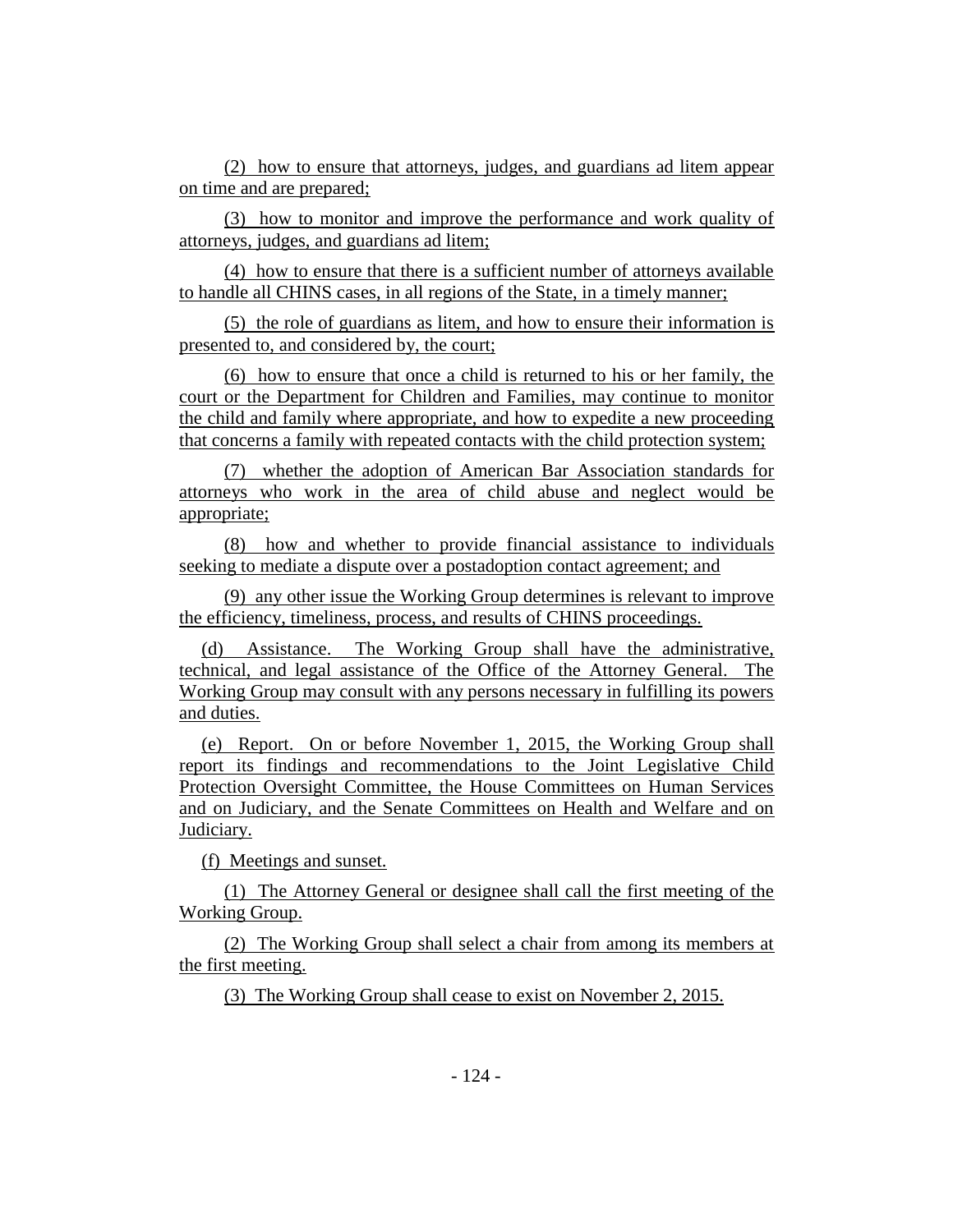(2) how to ensure that attorneys, judges, and guardians ad litem appear on time and are prepared;

(3) how to monitor and improve the performance and work quality of attorneys, judges, and guardians ad litem;

(4) how to ensure that there is a sufficient number of attorneys available to handle all CHINS cases, in all regions of the State, in a timely manner;

(5) the role of guardians as litem, and how to ensure their information is presented to, and considered by, the court;

(6) how to ensure that once a child is returned to his or her family, the court or the Department for Children and Families, may continue to monitor the child and family where appropriate, and how to expedite a new proceeding that concerns a family with repeated contacts with the child protection system;

(7) whether the adoption of American Bar Association standards for attorneys who work in the area of child abuse and neglect would be appropriate;

(8) how and whether to provide financial assistance to individuals seeking to mediate a dispute over a postadoption contact agreement; and

(9) any other issue the Working Group determines is relevant to improve the efficiency, timeliness, process, and results of CHINS proceedings.

(d) Assistance. The Working Group shall have the administrative, technical, and legal assistance of the Office of the Attorney General. The Working Group may consult with any persons necessary in fulfilling its powers and duties.

(e) Report. On or before November 1, 2015, the Working Group shall report its findings and recommendations to the Joint Legislative Child Protection Oversight Committee, the House Committees on Human Services and on Judiciary, and the Senate Committees on Health and Welfare and on Judiciary.

(f) Meetings and sunset.

(1) The Attorney General or designee shall call the first meeting of the Working Group.

(2) The Working Group shall select a chair from among its members at the first meeting.

(3) The Working Group shall cease to exist on November 2, 2015.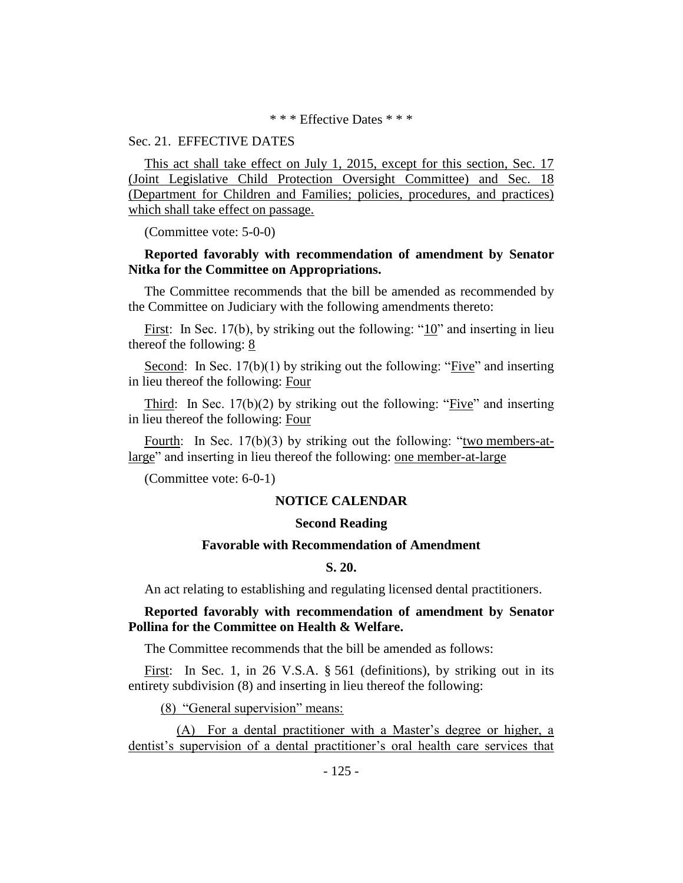\* \* \* Effective Dates \* \* \*

Sec. 21. EFFECTIVE DATES

This act shall take effect on July 1, 2015, except for this section, Sec. 17 (Joint Legislative Child Protection Oversight Committee) and Sec. 18 (Department for Children and Families; policies, procedures, and practices) which shall take effect on passage.

(Committee vote: 5-0-0)

**Reported favorably with recommendation of amendment by Senator Nitka for the Committee on Appropriations.**

The Committee recommends that the bill be amended as recommended by the Committee on Judiciary with the following amendments thereto:

First: In Sec. 17(b), by striking out the following: "10" and inserting in lieu thereof the following: 8

Second: In Sec. 17(b)(1) by striking out the following: "Five" and inserting in lieu thereof the following: Four

Third: In Sec. 17(b)(2) by striking out the following: "Five" and inserting in lieu thereof the following: Four

Fourth: In Sec. 17(b)(3) by striking out the following: "two members-at-large" and inserting in lieu thereof the following: one member-at-large

(Committee vote: 6-0-1)

**NOTICE CALENDAR**

**Second Reading**

**Favorable with Recommendation of Amendment**

**S. 20.**

An act relating to establishing and regulating licensed dental practitioners.

**Reported favorably with recommendation of amendment by Senator Pollina for the Committee on Health & Welfare.**

The Committee recommends that the bill be amended as follows:

First: In Sec. 1, in 26 V.S.A. § 561 (definitions), by striking out in its entirety subdivision (8) and inserting in lieu thereof the following:

(8) "General supervision" means:

(A) For a dental practitioner with a Master's degree or higher, a dentist's supervision of a dental practitioner's oral health care services that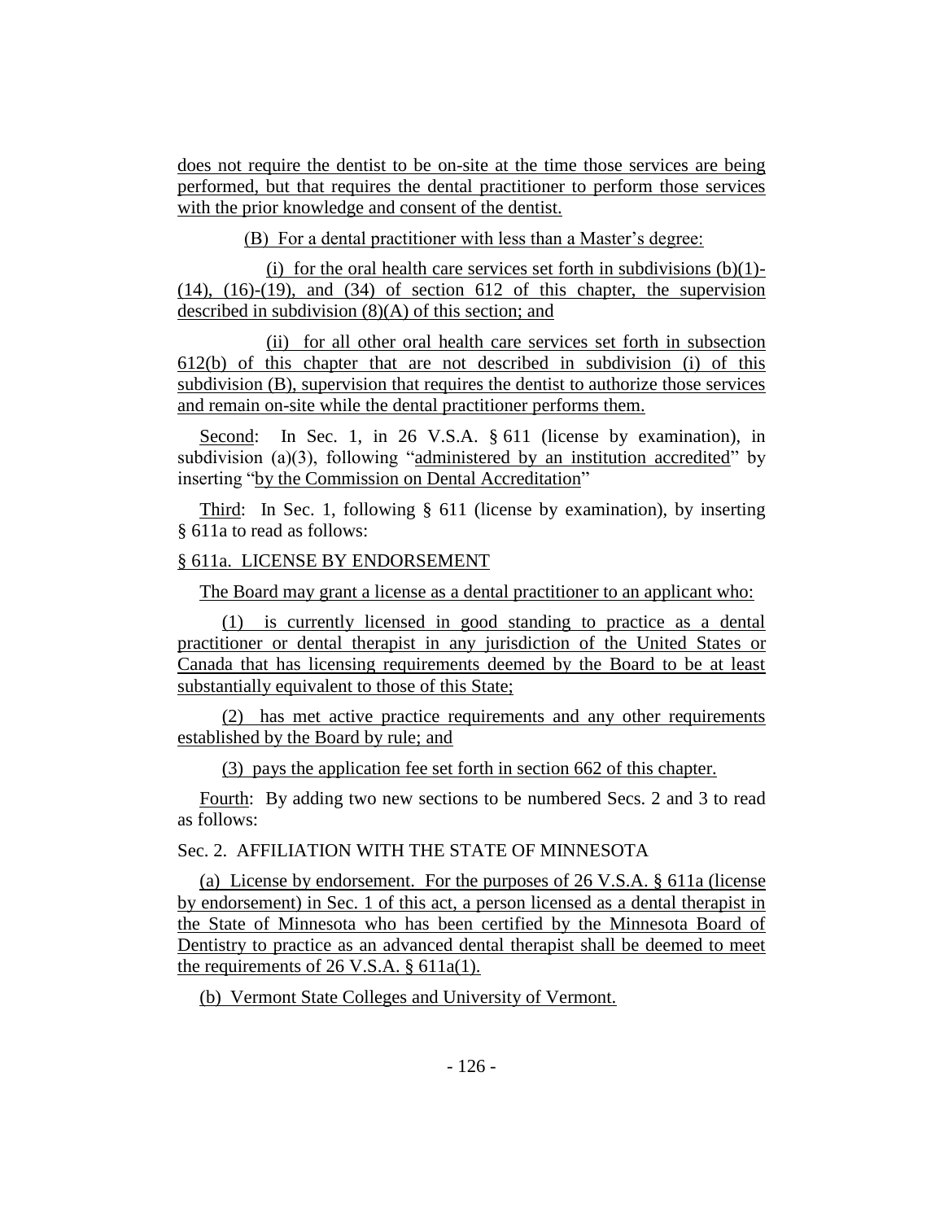does not require the dentist to be on-site at the time those services are being performed, but that requires the dental practitioner to perform those services with the prior knowledge and consent of the dentist.

(B) For a dental practitioner with less than a Master's degree:

(i) for the oral health care services set forth in subdivisions (b)(1)-(14), (16)-(19), and (34) of section 612 of this chapter, the supervision described in subdivision (8)(A) of this section; and

(ii) for all other oral health care services set forth in subsection 612(b) of this chapter that are not described in subdivision (i) of this subdivision (B), supervision that requires the dentist to authorize those services and remain on-site while the dental practitioner performs them.

Second: In Sec. 1, in 26 V.S.A. § 611 (license by examination), in subdivision (a)(3), following "administered by an institution accredited" by inserting "by the Commission on Dental Accreditation"

Third: In Sec. 1, following § 611 (license by examination), by inserting § 611a to read as follows:

§ 611a. LICENSE BY ENDORSEMENT

The Board may grant a license as a dental practitioner to an applicant who:

(1) is currently licensed in good standing to practice as a dental practitioner or dental therapist in any jurisdiction of the United States or Canada that has licensing requirements deemed by the Board to be at least substantially equivalent to those of this State;

(2) has met active practice requirements and any other requirements established by the Board by rule; and

(3) pays the application fee set forth in section 662 of this chapter.

Fourth: By adding two new sections to be numbered Secs. 2 and 3 to read as follows:

Sec. 2. AFFILIATION WITH THE STATE OF MINNESOTA

(a) License by endorsement. For the purposes of 26 V.S.A. § 611a (license by endorsement) in Sec. 1 of this act, a person licensed as a dental therapist in the State of Minnesota who has been certified by the Minnesota Board of Dentistry to practice as an advanced dental therapist shall be deemed to meet the requirements of 26 V.S.A. § 611a(1).

(b) Vermont State Colleges and University of Vermont.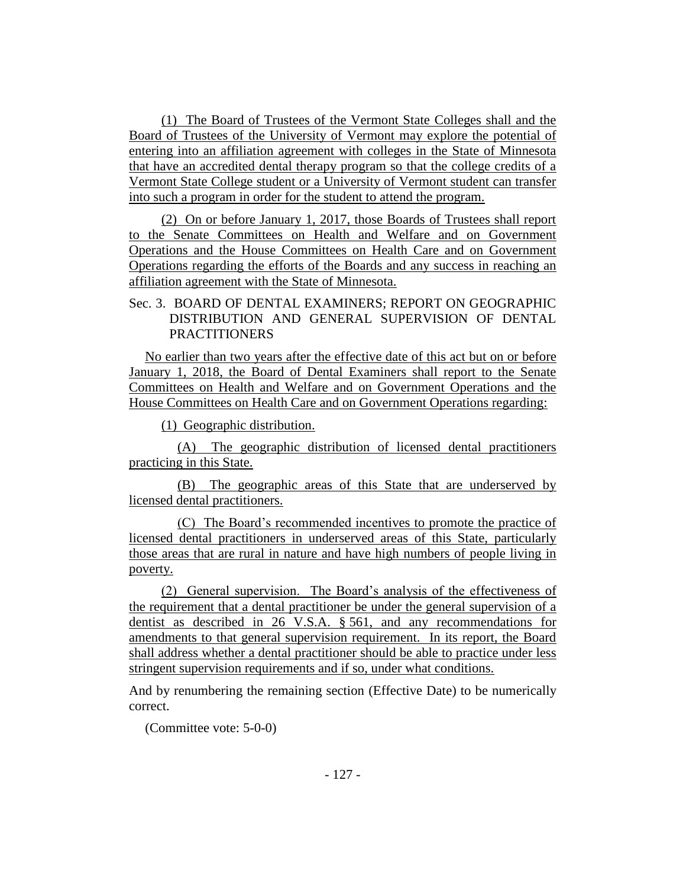(1) The Board of Trustees of the Vermont State Colleges shall and the Board of Trustees of the University of Vermont may explore the potential of entering into an affiliation agreement with colleges in the State of Minnesota that have an accredited dental therapy program so that the college credits of a Vermont State College student or a University of Vermont student can transfer into such a program in order for the student to attend the program.

(2) On or before January 1, 2017, those Boards of Trustees shall report to the Senate Committees on Health and Welfare and on Government Operations and the House Committees on Health Care and on Government Operations regarding the efforts of the Boards and any success in reaching an affiliation agreement with the State of Minnesota.

Sec. 3. BOARD OF DENTAL EXAMINERS; REPORT ON GEOGRAPHIC DISTRIBUTION AND GENERAL SUPERVISION OF DENTAL PRACTITIONERS

No earlier than two years after the effective date of this act but on or before January 1, 2018, the Board of Dental Examiners shall report to the Senate Committees on Health and Welfare and on Government Operations and the House Committees on Health Care and on Government Operations regarding:

(1) Geographic distribution.

(A) The geographic distribution of licensed dental practitioners practicing in this State.

(B) The geographic areas of this State that are underserved by licensed dental practitioners.

(C) The Board's recommended incentives to promote the practice of licensed dental practitioners in underserved areas of this State, particularly those areas that are rural in nature and have high numbers of people living in poverty.

(2) General supervision. The Board's analysis of the effectiveness of the requirement that a dental practitioner be under the general supervision of a dentist as described in 26 V.S.A. § 561, and any recommendations for amendments to that general supervision requirement. In its report, the Board shall address whether a dental practitioner should be able to practice under less stringent supervision requirements and if so, under what conditions.

And by renumbering the remaining section (Effective Date) to be numerically correct.

(Committee vote: 5-0-0)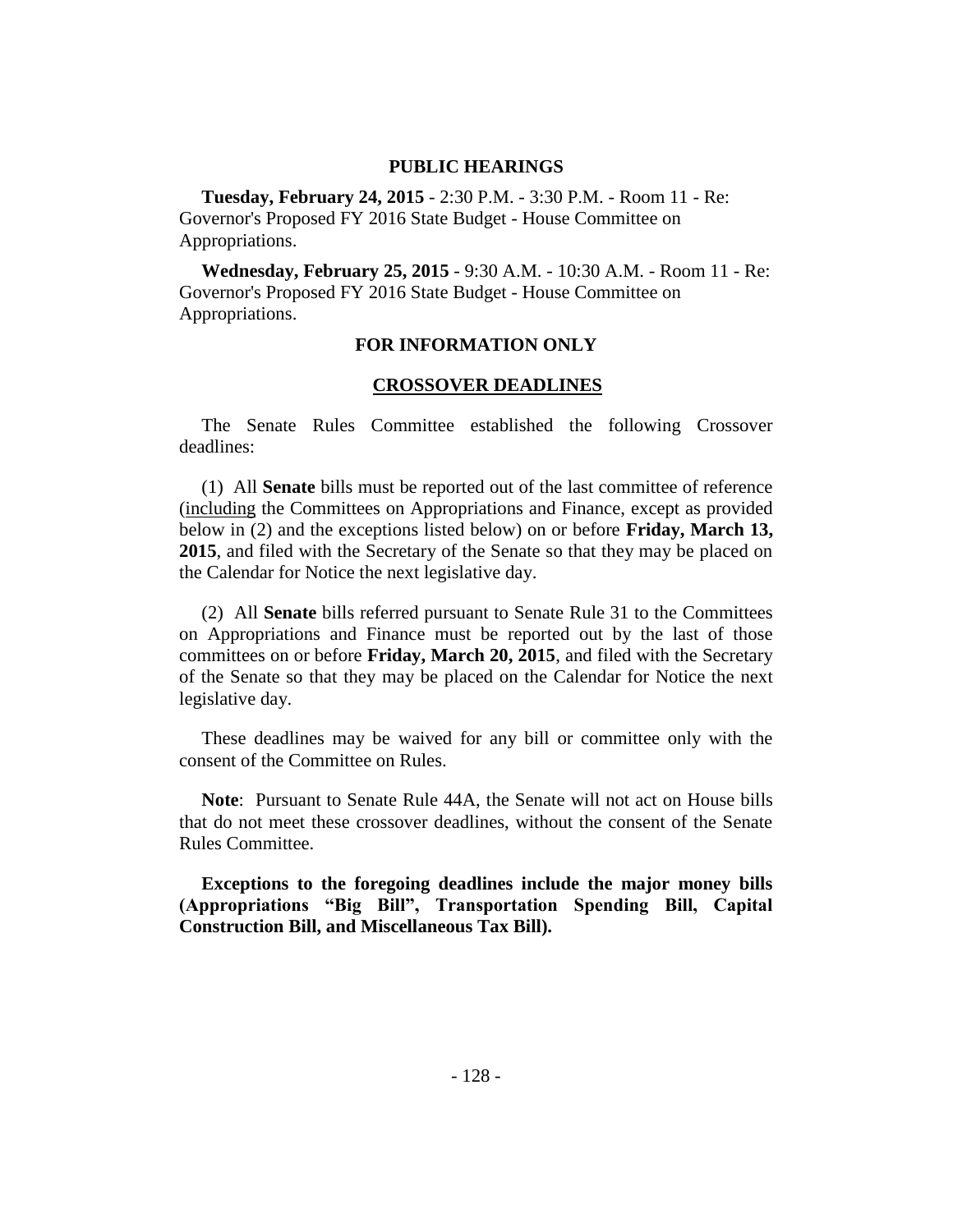## PUBLIC HEARINGS

**Tuesday, February 24, 2015** - 2:30 P.M. - 3:30 P.M. - Room 11 - Re: Governor's Proposed FY 2016 State Budget - House Committee on Appropriations.

**Wednesday, February 25, 2015** - 9:30 A.M. - 10:30 A.M. - Room 11 - Re: Governor's Proposed FY 2016 State Budget - House Committee on Appropriations.

## FOR INFORMATION ONLY

### CROSSOVER DEADLINES

The Senate Rules Committee established the following Crossover deadlines:

(1) All **Senate** bills must be reported out of the last committee of reference (including the Committees on Appropriations and Finance, except as provided below in (2) and the exceptions listed below) on or before **Friday, March 13, 2015**, and filed with the Secretary of the Senate so that they may be placed on the Calendar for Notice the next legislative day.

(2) All **Senate** bills referred pursuant to Senate Rule 31 to the Committees on Appropriations and Finance must be reported out by the last of those committees on or before **Friday, March 20, 2015**, and filed with the Secretary of the Senate so that they may be placed on the Calendar for Notice the next legislative day.

These deadlines may be waived for any bill or committee only with the consent of the Committee on Rules.

**Note**: Pursuant to Senate Rule 44A, the Senate will not act on House bills that do not meet these crossover deadlines, without the consent of the Senate Rules Committee.

**Exceptions to the foregoing deadlines include the major money bills (Appropriations "Big Bill", Transportation Spending Bill, Capital Construction Bill, and Miscellaneous Tax Bill).**